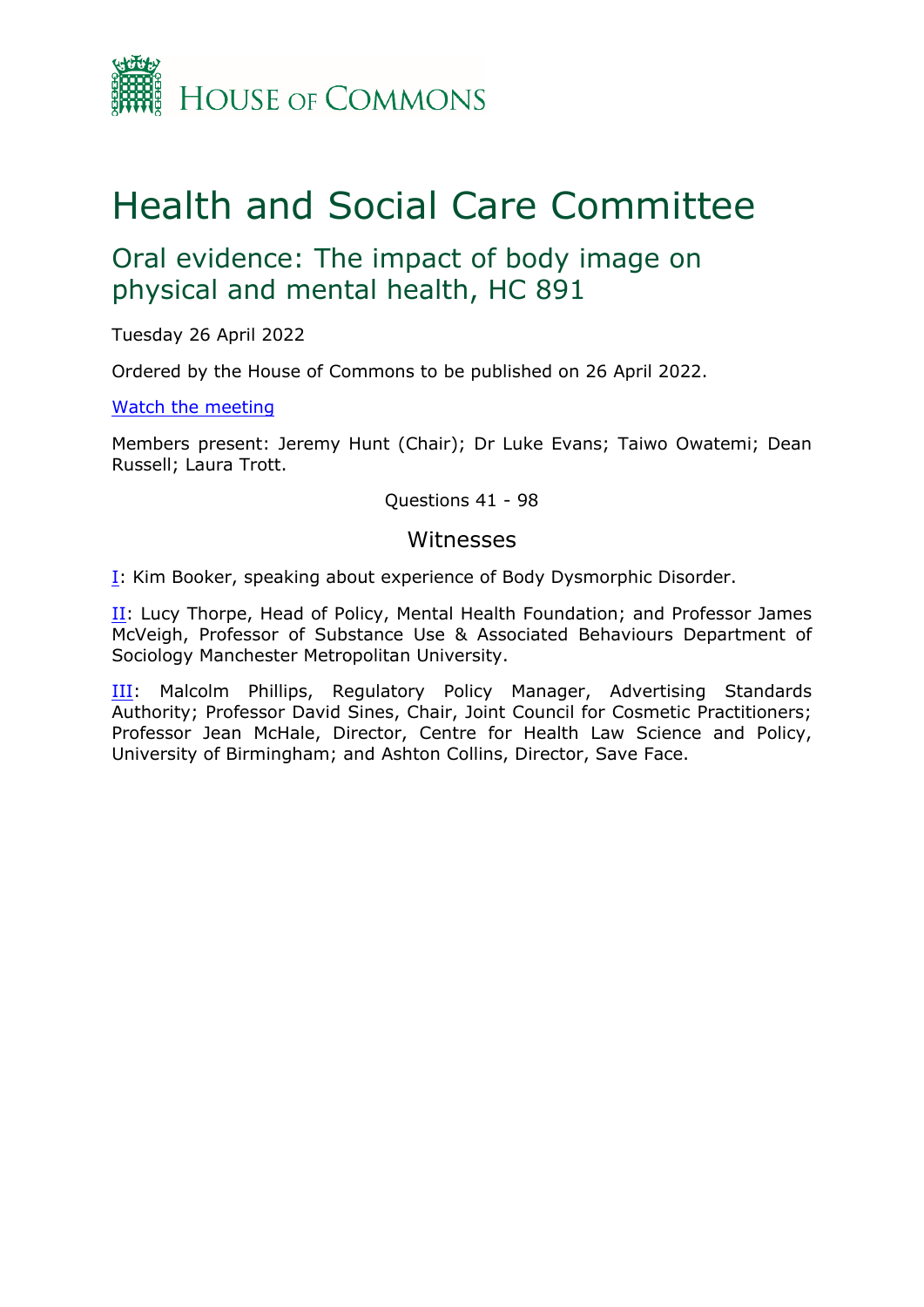HOUSE OF COMMONS

# Health and Social Care Committee

## Oral evidence: The impact of body image on physical and mental health, HC 891

Tuesday 26 April 2022

Ordered by the House of Commons to be published on 26 April 2022.

[Watch the meeting]

Members present: Jeremy Hunt (Chair); Dr Luke Evans; Taiwo Owatemi; Dean Russell; Laura Trott.

Questions 41 - 98

### Witnesses

[I]: Kim Booker, speaking about experience of Body Dysmorphic Disorder.

[II]: Lucy Thorpe, Head of Policy, Mental Health Foundation; and Professor James McVeigh, Professor of Substance Use & Associated Behaviours Department of Sociology Manchester Metropolitan University.

[III]: Malcolm Phillips, Regulatory Policy Manager, Advertising Standards Authority; Professor David Sines, Chair, Joint Council for Cosmetic Practitioners; Professor Jean McHale, Director, Centre for Health Law Science and Policy, University of Birmingham; and Ashton Collins, Director, Save Face.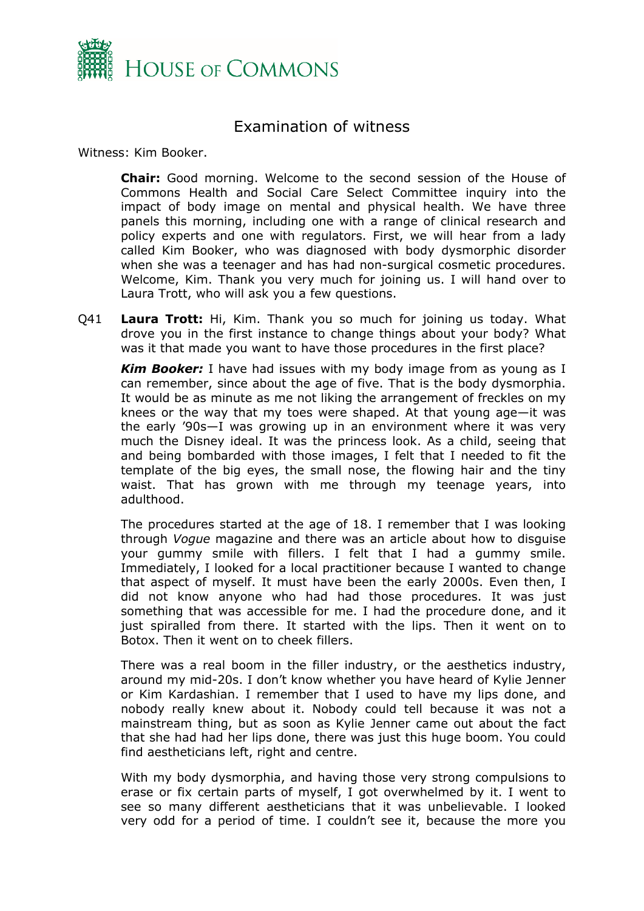# Examination of witness

Witness: Kim Booker.

**Chair:** Good morning. Welcome to the second session of the House of Commons Health and Social Care Select Committee inquiry into the impact of body image on mental and physical health. We have three panels this morning, including one with a range of clinical research and policy experts and one with regulators. First, we will hear from a lady called Kim Booker, who was diagnosed with body dysmorphic disorder when she was a teenager and has had non-surgical cosmetic procedures. Welcome, Kim. Thank you very much for joining us. I will hand over to Laura Trott, who will ask you a few questions.

Q41 **Laura Trott:** Hi, Kim. Thank you so much for joining us today. What drove you in the first instance to change things about your body? What was it that made you want to have those procedures in the first place?

***Kim Booker:*** I have had issues with my body image from as young as I can remember, since about the age of five. That is the body dysmorphia. It would be as minute as me not liking the arrangement of freckles on my knees or the way that my toes were shaped. At that young age—it was the early '90s—I was growing up in an environment where it was very much the Disney ideal. It was the princess look. As a child, seeing that and being bombarded with those images, I felt that I needed to fit the template of the big eyes, the small nose, the flowing hair and the tiny waist. That has grown with me through my teenage years, into adulthood.

The procedures started at the age of 18. I remember that I was looking through *Vogue* magazine and there was an article about how to disguise your gummy smile with fillers. I felt that I had a gummy smile. Immediately, I looked for a local practitioner because I wanted to change that aspect of myself. It must have been the early 2000s. Even then, I did not know anyone who had had those procedures. It was just something that was accessible for me. I had the procedure done, and it just spiralled from there. It started with the lips. Then it went on to Botox. Then it went on to cheek fillers.

There was a real boom in the filler industry, or the aesthetics industry, around my mid-20s. I don't know whether you have heard of Kylie Jenner or Kim Kardashian. I remember that I used to have my lips done, and nobody really knew about it. Nobody could tell because it was not a mainstream thing, but as soon as Kylie Jenner came out about the fact that she had had her lips done, there was just this huge boom. You could find aestheticians left, right and centre.

With my body dysmorphia, and having those very strong compulsions to erase or fix certain parts of myself, I got overwhelmed by it. I went to see so many different aestheticians that it was unbelievable. I looked very odd for a period of time. I couldn't see it, because the more you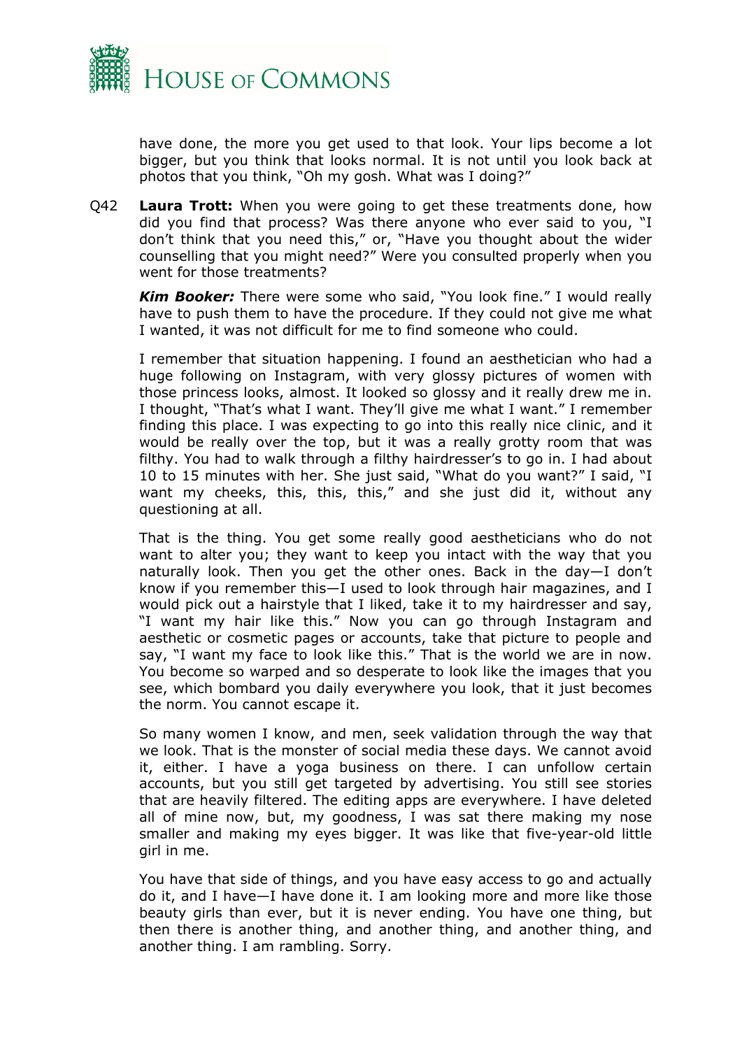have done, the more you get used to that look. Your lips become a lot bigger, but you think that looks normal. It is not until you look back at photos that you think, "Oh my gosh. What was I doing?"

Q42 **Laura Trott:** When you were going to get these treatments done, how did you find that process? Was there anyone who ever said to you, "I don't think that you need this," or, "Have you thought about the wider counselling that you might need?" Were you consulted properly when you went for those treatments?

***Kim Booker:*** There were some who said, "You look fine." I would really have to push them to have the procedure. If they could not give me what I wanted, it was not difficult for me to find someone who could.

I remember that situation happening. I found an aesthetician who had a huge following on Instagram, with very glossy pictures of women with those princess looks, almost. It looked so glossy and it really drew me in. I thought, "That's what I want. They'll give me what I want." I remember finding this place. I was expecting to go into this really nice clinic, and it would be really over the top, but it was a really grotty room that was filthy. You had to walk through a filthy hairdresser's to go in. I had about 10 to 15 minutes with her. She just said, "What do you want?" I said, "I want my cheeks, this, this, this," and she just did it, without any questioning at all.

That is the thing. You get some really good aestheticians who do not want to alter you; they want to keep you intact with the way that you naturally look. Then you get the other ones. Back in the day—I don't know if you remember this—I used to look through hair magazines, and I would pick out a hairstyle that I liked, take it to my hairdresser and say, "I want my hair like this." Now you can go through Instagram and aesthetic or cosmetic pages or accounts, take that picture to people and say, "I want my face to look like this." That is the world we are in now. You become so warped and so desperate to look like the images that you see, which bombard you daily everywhere you look, that it just becomes the norm. You cannot escape it.

So many women I know, and men, seek validation through the way that we look. That is the monster of social media these days. We cannot avoid it, either. I have a yoga business on there. I can unfollow certain accounts, but you still get targeted by advertising. You still see stories that are heavily filtered. The editing apps are everywhere. I have deleted all of mine now, but, my goodness, I was sat there making my nose smaller and making my eyes bigger. It was like that five-year-old little girl in me.

You have that side of things, and you have easy access to go and actually do it, and I have—I have done it. I am looking more and more like those beauty girls than ever, but it is never ending. You have one thing, but then there is another thing, and another thing, and another thing, and another thing. I am rambling. Sorry.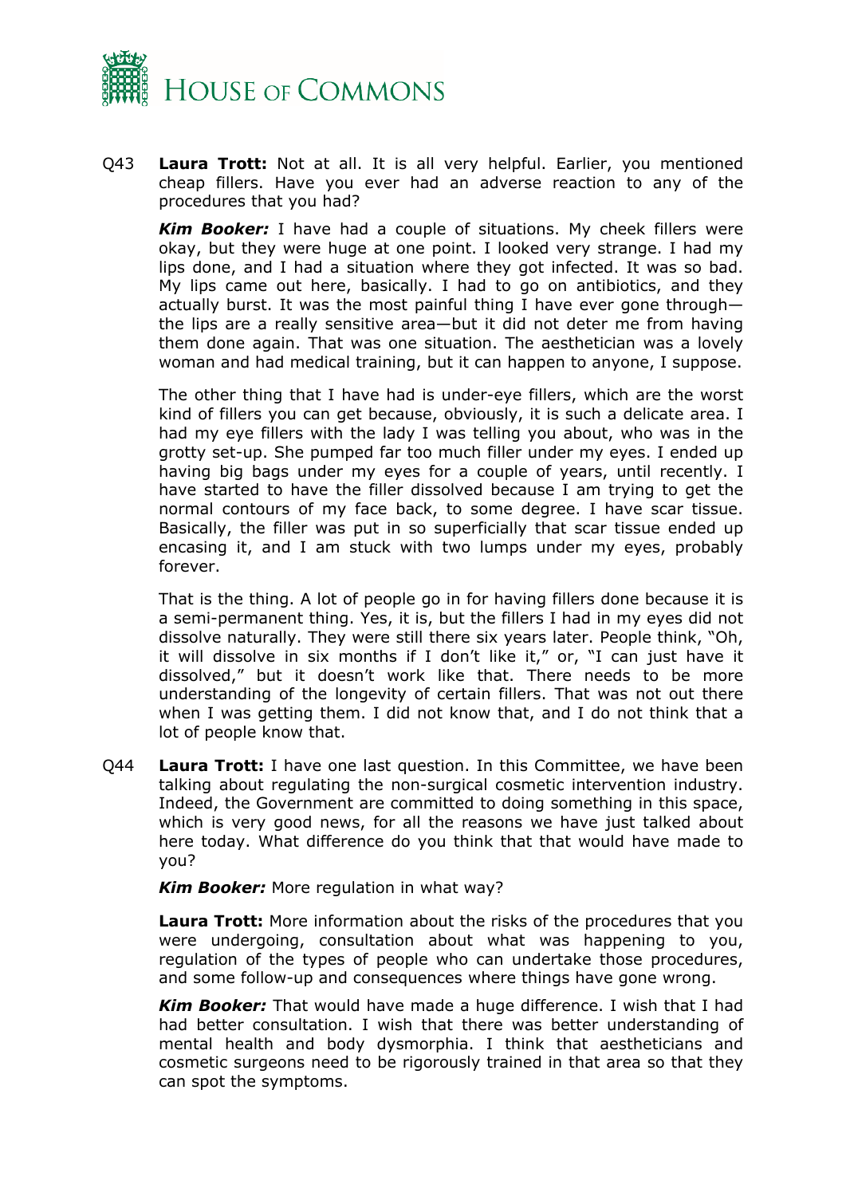Q43 **Laura Trott:** Not at all. It is all very helpful. Earlier, you mentioned cheap fillers. Have you ever had an adverse reaction to any of the procedures that you had?

***Kim Booker:*** I have had a couple of situations. My cheek fillers were okay, but they were huge at one point. I looked very strange. I had my lips done, and I had a situation where they got infected. It was so bad. My lips came out here, basically. I had to go on antibiotics, and they actually burst. It was the most painful thing I have ever gone through—the lips are a really sensitive area—but it did not deter me from having them done again. That was one situation. The aesthetician was a lovely woman and had medical training, but it can happen to anyone, I suppose.

The other thing that I have had is under-eye fillers, which are the worst kind of fillers you can get because, obviously, it is such a delicate area. I had my eye fillers with the lady I was telling you about, who was in the grotty set-up. She pumped far too much filler under my eyes. I ended up having big bags under my eyes for a couple of years, until recently. I have started to have the filler dissolved because I am trying to get the normal contours of my face back, to some degree. I have scar tissue. Basically, the filler was put in so superficially that scar tissue ended up encasing it, and I am stuck with two lumps under my eyes, probably forever.

That is the thing. A lot of people go in for having fillers done because it is a semi-permanent thing. Yes, it is, but the fillers I had in my eyes did not dissolve naturally. They were still there six years later. People think, "Oh, it will dissolve in six months if I don't like it," or, "I can just have it dissolved," but it doesn't work like that. There needs to be more understanding of the longevity of certain fillers. That was not out there when I was getting them. I did not know that, and I do not think that a lot of people know that.

Q44 **Laura Trott:** I have one last question. In this Committee, we have been talking about regulating the non-surgical cosmetic intervention industry. Indeed, the Government are committed to doing something in this space, which is very good news, for all the reasons we have just talked about here today. What difference do you think that that would have made to you?

***Kim Booker:*** More regulation in what way?

**Laura Trott:** More information about the risks of the procedures that you were undergoing, consultation about what was happening to you, regulation of the types of people who can undertake those procedures, and some follow-up and consequences where things have gone wrong.

***Kim Booker:*** That would have made a huge difference. I wish that I had had better consultation. I wish that there was better understanding of mental health and body dysmorphia. I think that aestheticians and cosmetic surgeons need to be rigorously trained in that area so that they can spot the symptoms.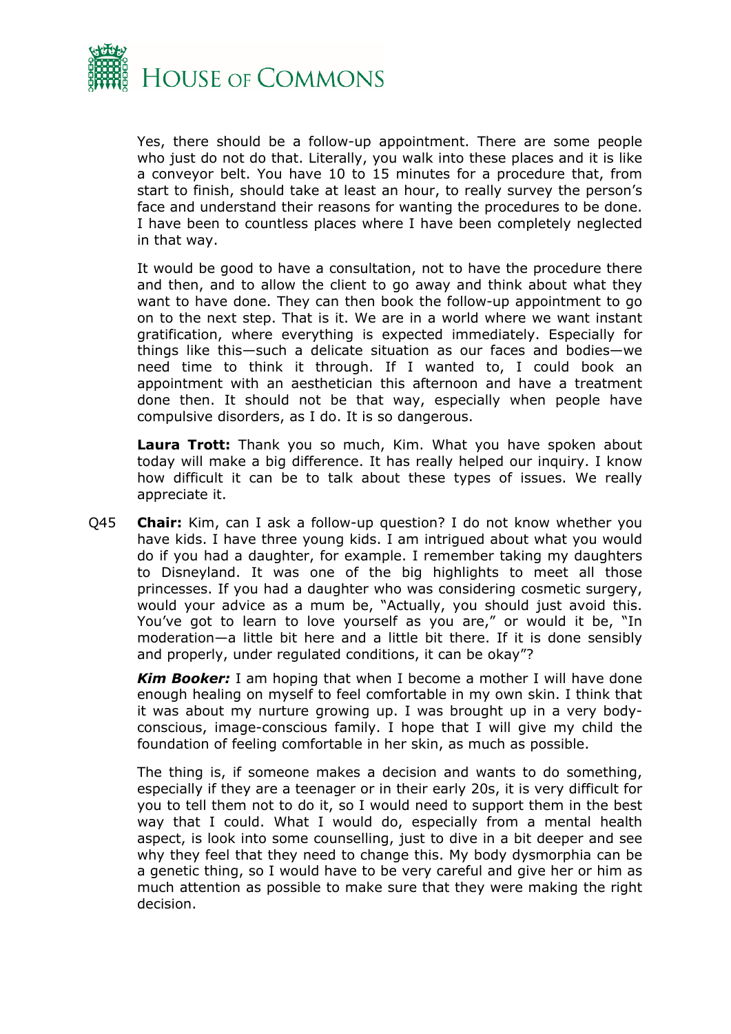Yes, there should be a follow-up appointment. There are some people who just do not do that. Literally, you walk into these places and it is like a conveyor belt. You have 10 to 15 minutes for a procedure that, from start to finish, should take at least an hour, to really survey the person's face and understand their reasons for wanting the procedures to be done. I have been to countless places where I have been completely neglected in that way.

It would be good to have a consultation, not to have the procedure there and then, and to allow the client to go away and think about what they want to have done. They can then book the follow-up appointment to go on to the next step. That is it. We are in a world where we want instant gratification, where everything is expected immediately. Especially for things like this—such a delicate situation as our faces and bodies—we need time to think it through. If I wanted to, I could book an appointment with an aesthetician this afternoon and have a treatment done then. It should not be that way, especially when people have compulsive disorders, as I do. It is so dangerous.

**Laura Trott:** Thank you so much, Kim. What you have spoken about today will make a big difference. It has really helped our inquiry. I know how difficult it can be to talk about these types of issues. We really appreciate it.

Q45 **Chair:** Kim, can I ask a follow-up question? I do not know whether you have kids. I have three young kids. I am intrigued about what you would do if you had a daughter, for example. I remember taking my daughters to Disneyland. It was one of the big highlights to meet all those princesses. If you had a daughter who was considering cosmetic surgery, would your advice as a mum be, "Actually, you should just avoid this. You've got to learn to love yourself as you are," or would it be, "In moderation—a little bit here and a little bit there. If it is done sensibly and properly, under regulated conditions, it can be okay"?

***Kim Booker:*** I am hoping that when I become a mother I will have done enough healing on myself to feel comfortable in my own skin. I think that it was about my nurture growing up. I was brought up in a very body-conscious, image-conscious family. I hope that I will give my child the foundation of feeling comfortable in her skin, as much as possible.

The thing is, if someone makes a decision and wants to do something, especially if they are a teenager or in their early 20s, it is very difficult for you to tell them not to do it, so I would need to support them in the best way that I could. What I would do, especially from a mental health aspect, is look into some counselling, just to dive in a bit deeper and see why they feel that they need to change this. My body dysmorphia can be a genetic thing, so I would have to be very careful and give her or him as much attention as possible to make sure that they were making the right decision.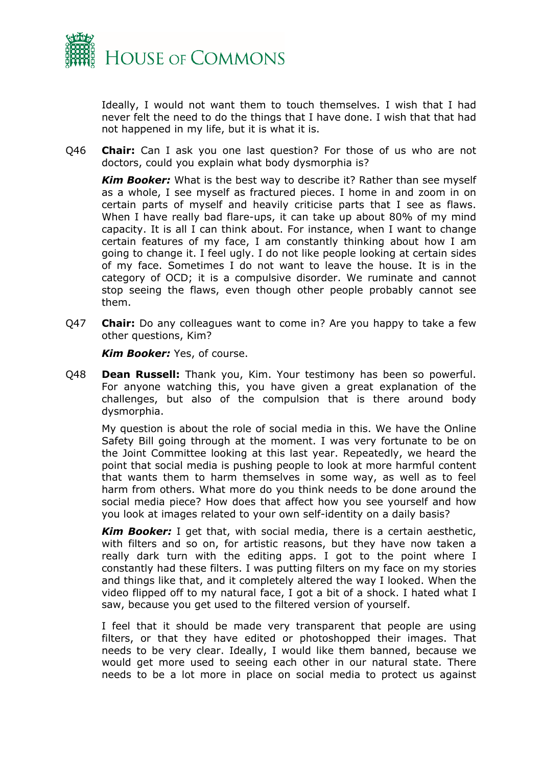Ideally, I would not want them to touch themselves. I wish that I had never felt the need to do the things that I have done. I wish that that had not happened in my life, but it is what it is.

Q46 **Chair:** Can I ask you one last question? For those of us who are not doctors, could you explain what body dysmorphia is?

***Kim Booker:*** What is the best way to describe it? Rather than see myself as a whole, I see myself as fractured pieces. I home in and zoom in on certain parts of myself and heavily criticise parts that I see as flaws. When I have really bad flare-ups, it can take up about 80% of my mind capacity. It is all I can think about. For instance, when I want to change certain features of my face, I am constantly thinking about how I am going to change it. I feel ugly. I do not like people looking at certain sides of my face. Sometimes I do not want to leave the house. It is in the category of OCD; it is a compulsive disorder. We ruminate and cannot stop seeing the flaws, even though other people probably cannot see them.

Q47 **Chair:** Do any colleagues want to come in? Are you happy to take a few other questions, Kim?

***Kim Booker:*** Yes, of course.

Q48 **Dean Russell:** Thank you, Kim. Your testimony has been so powerful. For anyone watching this, you have given a great explanation of the challenges, but also of the compulsion that is there around body dysmorphia.

My question is about the role of social media in this. We have the Online Safety Bill going through at the moment. I was very fortunate to be on the Joint Committee looking at this last year. Repeatedly, we heard the point that social media is pushing people to look at more harmful content that wants them to harm themselves in some way, as well as to feel harm from others. What more do you think needs to be done around the social media piece? How does that affect how you see yourself and how you look at images related to your own self-identity on a daily basis?

***Kim Booker:*** I get that, with social media, there is a certain aesthetic, with filters and so on, for artistic reasons, but they have now taken a really dark turn with the editing apps. I got to the point where I constantly had these filters. I was putting filters on my face on my stories and things like that, and it completely altered the way I looked. When the video flipped off to my natural face, I got a bit of a shock. I hated what I saw, because you get used to the filtered version of yourself.

I feel that it should be made very transparent that people are using filters, or that they have edited or photoshopped their images. That needs to be very clear. Ideally, I would like them banned, because we would get more used to seeing each other in our natural state. There needs to be a lot more in place on social media to protect us against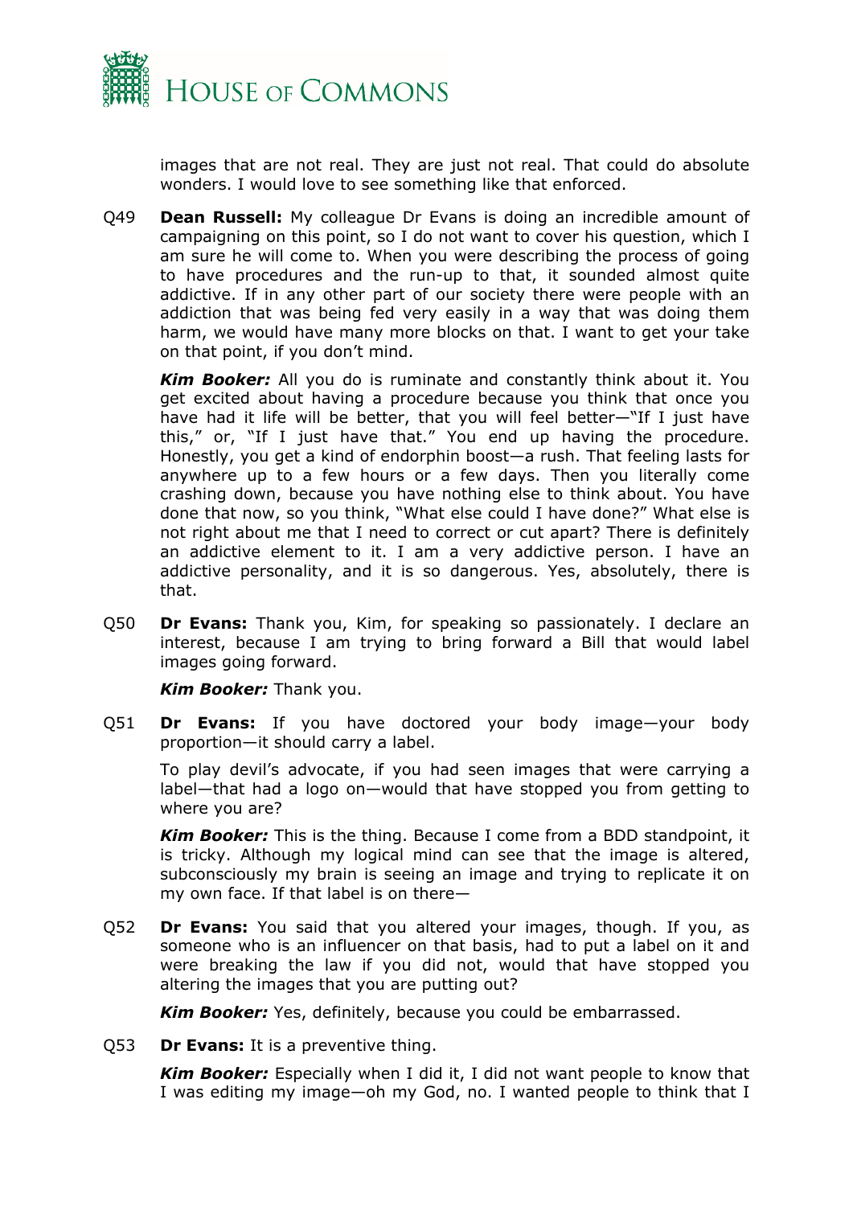images that are not real. They are just not real. That could do absolute wonders. I would love to see something like that enforced.

Q49 **Dean Russell:** My colleague Dr Evans is doing an incredible amount of campaigning on this point, so I do not want to cover his question, which I am sure he will come to. When you were describing the process of going to have procedures and the run-up to that, it sounded almost quite addictive. If in any other part of our society there were people with an addiction that was being fed very easily in a way that was doing them harm, we would have many more blocks on that. I want to get your take on that point, if you don't mind.

***Kim Booker:*** All you do is ruminate and constantly think about it. You get excited about having a procedure because you think that once you have had it life will be better, that you will feel better—"If I just have this," or, "If I just have that." You end up having the procedure. Honestly, you get a kind of endorphin boost—a rush. That feeling lasts for anywhere up to a few hours or a few days. Then you literally come crashing down, because you have nothing else to think about. You have done that now, so you think, "What else could I have done?" What else is not right about me that I need to correct or cut apart? There is definitely an addictive element to it. I am a very addictive person. I have an addictive personality, and it is so dangerous. Yes, absolutely, there is that.

Q50 **Dr Evans:** Thank you, Kim, for speaking so passionately. I declare an interest, because I am trying to bring forward a Bill that would label images going forward.

***Kim Booker:*** Thank you.

Q51 **Dr Evans:** If you have doctored your body image—your body proportion—it should carry a label.

To play devil's advocate, if you had seen images that were carrying a label—that had a logo on—would that have stopped you from getting to where you are?

***Kim Booker:*** This is the thing. Because I come from a BDD standpoint, it is tricky. Although my logical mind can see that the image is altered, subconsciously my brain is seeing an image and trying to replicate it on my own face. If that label is on there—

Q52 **Dr Evans:** You said that you altered your images, though. If you, as someone who is an influencer on that basis, had to put a label on it and were breaking the law if you did not, would that have stopped you altering the images that you are putting out?

***Kim Booker:*** Yes, definitely, because you could be embarrassed.

Q53 **Dr Evans:** It is a preventive thing.

***Kim Booker:*** Especially when I did it, I did not want people to know that I was editing my image—oh my God, no. I wanted people to think that I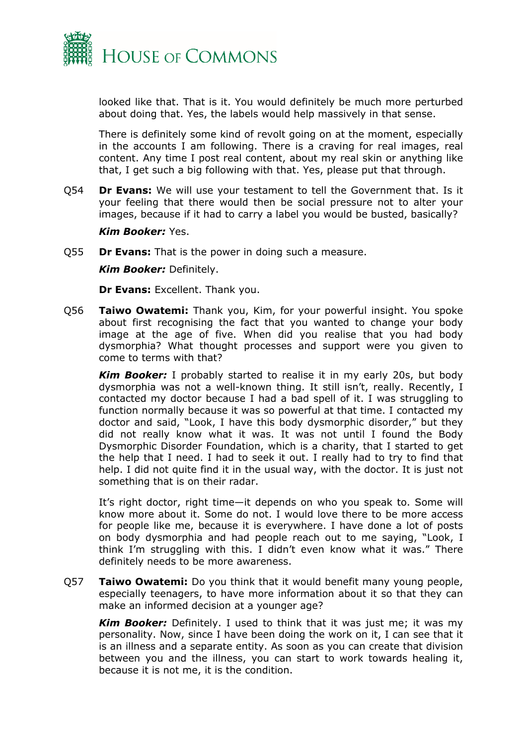looked like that. That is it. You would definitely be much more perturbed about doing that. Yes, the labels would help massively in that sense.

There is definitely some kind of revolt going on at the moment, especially in the accounts I am following. There is a craving for real images, real content. Any time I post real content, about my real skin or anything like that, I get such a big following with that. Yes, please put that through.

Q54 **Dr Evans:** We will use your testament to tell the Government that. Is it your feeling that there would then be social pressure not to alter your images, because if it had to carry a label you would be busted, basically?

***Kim Booker:*** Yes.

Q55 **Dr Evans:** That is the power in doing such a measure.

***Kim Booker:*** Definitely.

**Dr Evans:** Excellent. Thank you.

Q56 **Taiwo Owatemi:** Thank you, Kim, for your powerful insight. You spoke about first recognising the fact that you wanted to change your body image at the age of five. When did you realise that you had body dysmorphia? What thought processes and support were you given to come to terms with that?

***Kim Booker:*** I probably started to realise it in my early 20s, but body dysmorphia was not a well-known thing. It still isn't, really. Recently, I contacted my doctor because I had a bad spell of it. I was struggling to function normally because it was so powerful at that time. I contacted my doctor and said, "Look, I have this body dysmorphic disorder," but they did not really know what it was. It was not until I found the Body Dysmorphic Disorder Foundation, which is a charity, that I started to get the help that I need. I had to seek it out. I really had to try to find that help. I did not quite find it in the usual way, with the doctor. It is just not something that is on their radar.

It's right doctor, right time—it depends on who you speak to. Some will know more about it. Some do not. I would love there to be more access for people like me, because it is everywhere. I have done a lot of posts on body dysmorphia and had people reach out to me saying, "Look, I think I'm struggling with this. I didn't even know what it was." There definitely needs to be more awareness.

Q57 **Taiwo Owatemi:** Do you think that it would benefit many young people, especially teenagers, to have more information about it so that they can make an informed decision at a younger age?

***Kim Booker:*** Definitely. I used to think that it was just me; it was my personality. Now, since I have been doing the work on it, I can see that it is an illness and a separate entity. As soon as you can create that division between you and the illness, you can start to work towards healing it, because it is not me, it is the condition.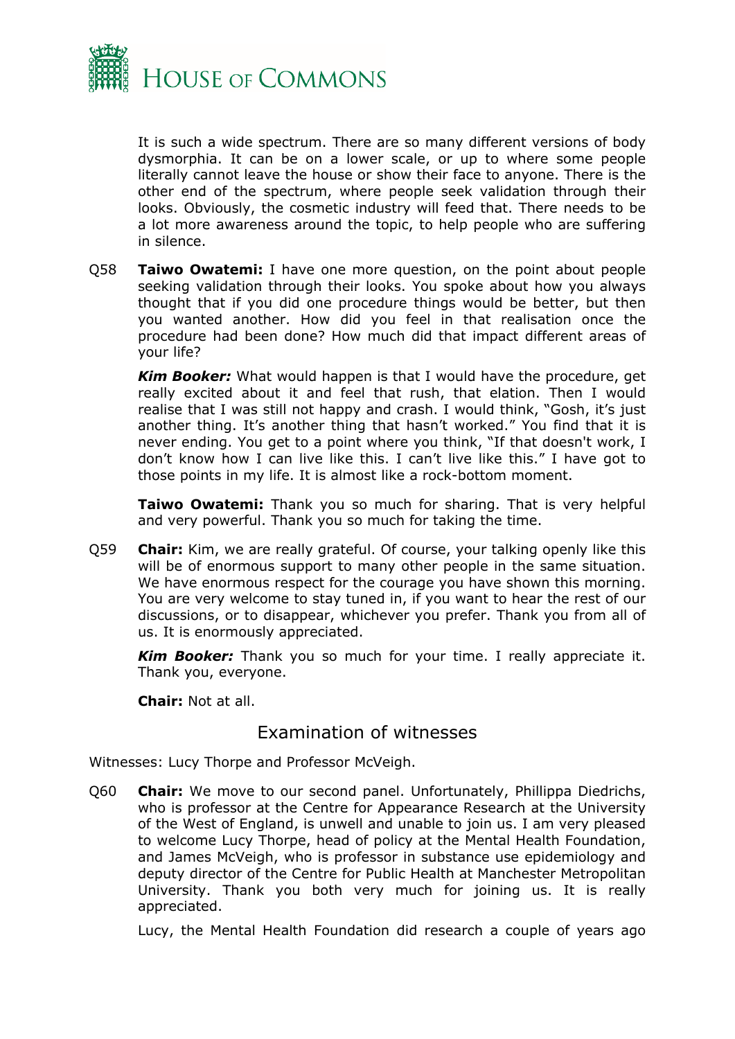It is such a wide spectrum. There are so many different versions of body dysmorphia. It can be on a lower scale, or up to where some people literally cannot leave the house or show their face to anyone. There is the other end of the spectrum, where people seek validation through their looks. Obviously, the cosmetic industry will feed that. There needs to be a lot more awareness around the topic, to help people who are suffering in silence.

Q58 **Taiwo Owatemi:** I have one more question, on the point about people seeking validation through their looks. You spoke about how you always thought that if you did one procedure things would be better, but then you wanted another. How did you feel in that realisation once the procedure had been done? How much did that impact different areas of your life?

***Kim Booker:*** What would happen is that I would have the procedure, get really excited about it and feel that rush, that elation. Then I would realise that I was still not happy and crash. I would think, "Gosh, it's just another thing. It's another thing that hasn't worked." You find that it is never ending. You get to a point where you think, "If that doesn't work, I don't know how I can live like this. I can't live like this." I have got to those points in my life. It is almost like a rock-bottom moment.

**Taiwo Owatemi:** Thank you so much for sharing. That is very helpful and very powerful. Thank you so much for taking the time.

Q59 **Chair:** Kim, we are really grateful. Of course, your talking openly like this will be of enormous support to many other people in the same situation. We have enormous respect for the courage you have shown this morning. You are very welcome to stay tuned in, if you want to hear the rest of our discussions, or to disappear, whichever you prefer. Thank you from all of us. It is enormously appreciated.

***Kim Booker:*** Thank you so much for your time. I really appreciate it. Thank you, everyone.

**Chair:** Not at all.

## Examination of witnesses

Witnesses: Lucy Thorpe and Professor McVeigh.

Q60 **Chair:** We move to our second panel. Unfortunately, Phillippa Diedrichs, who is professor at the Centre for Appearance Research at the University of the West of England, is unwell and unable to join us. I am very pleased to welcome Lucy Thorpe, head of policy at the Mental Health Foundation, and James McVeigh, who is professor in substance use epidemiology and deputy director of the Centre for Public Health at Manchester Metropolitan University. Thank you both very much for joining us. It is really appreciated.

Lucy, the Mental Health Foundation did research a couple of years ago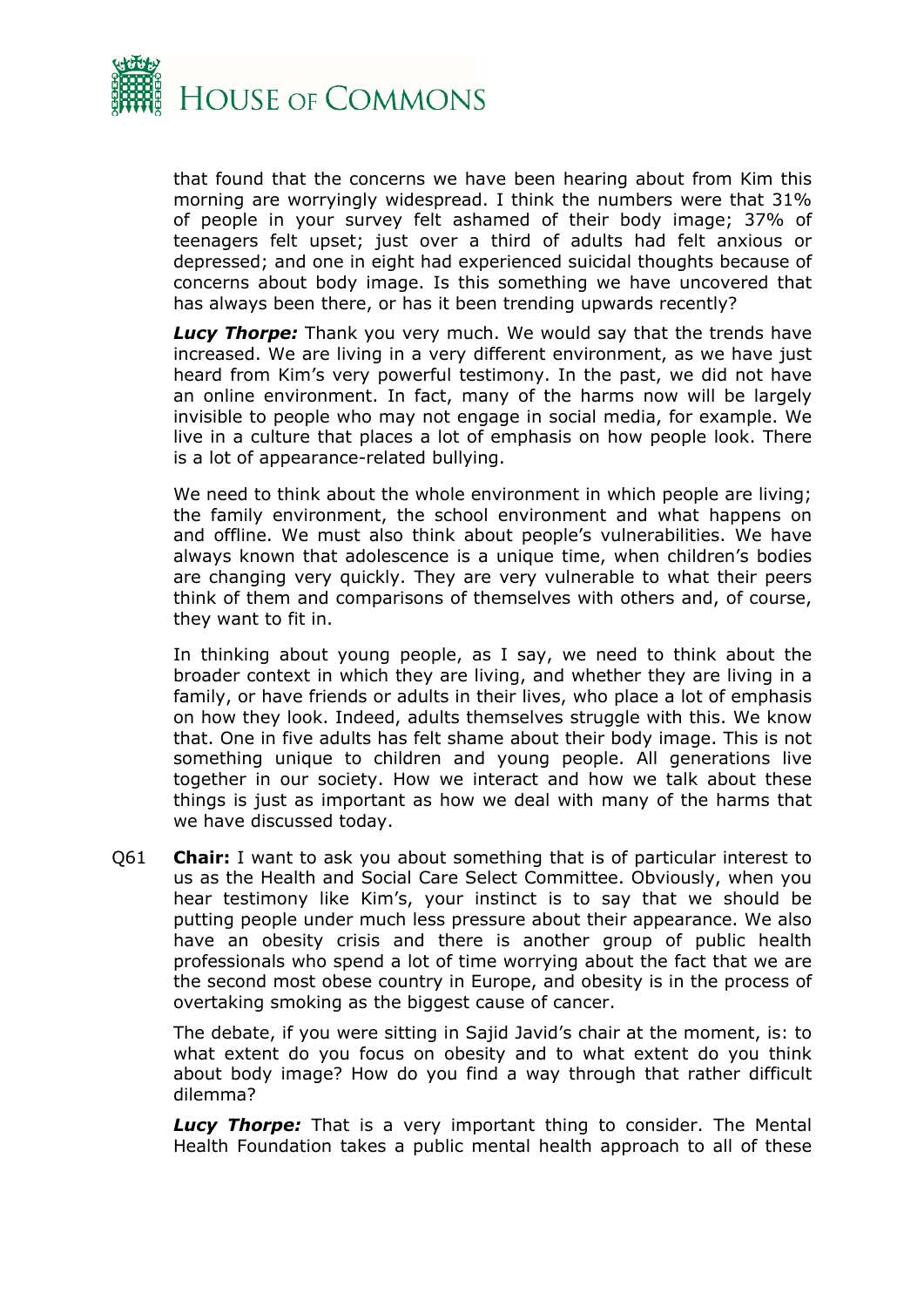that found that the concerns we have been hearing about from Kim this morning are worryingly widespread. I think the numbers were that 31% of people in your survey felt ashamed of their body image; 37% of teenagers felt upset; just over a third of adults had felt anxious or depressed; and one in eight had experienced suicidal thoughts because of concerns about body image. Is this something we have uncovered that has always been there, or has it been trending upwards recently?

***Lucy Thorpe:*** Thank you very much. We would say that the trends have increased. We are living in a very different environment, as we have just heard from Kim's very powerful testimony. In the past, we did not have an online environment. In fact, many of the harms now will be largely invisible to people who may not engage in social media, for example. We live in a culture that places a lot of emphasis on how people look. There is a lot of appearance-related bullying.

We need to think about the whole environment in which people are living; the family environment, the school environment and what happens on and offline. We must also think about people's vulnerabilities. We have always known that adolescence is a unique time, when children's bodies are changing very quickly. They are very vulnerable to what their peers think of them and comparisons of themselves with others and, of course, they want to fit in.

In thinking about young people, as I say, we need to think about the broader context in which they are living, and whether they are living in a family, or have friends or adults in their lives, who place a lot of emphasis on how they look. Indeed, adults themselves struggle with this. We know that. One in five adults has felt shame about their body image. This is not something unique to children and young people. All generations live together in our society. How we interact and how we talk about these things is just as important as how we deal with many of the harms that we have discussed today.

Q61 **Chair:** I want to ask you about something that is of particular interest to us as the Health and Social Care Select Committee. Obviously, when you hear testimony like Kim's, your instinct is to say that we should be putting people under much less pressure about their appearance. We also have an obesity crisis and there is another group of public health professionals who spend a lot of time worrying about the fact that we are the second most obese country in Europe, and obesity is in the process of overtaking smoking as the biggest cause of cancer.

The debate, if you were sitting in Sajid Javid's chair at the moment, is: to what extent do you focus on obesity and to what extent do you think about body image? How do you find a way through that rather difficult dilemma?

***Lucy Thorpe:*** That is a very important thing to consider. The Mental Health Foundation takes a public mental health approach to all of these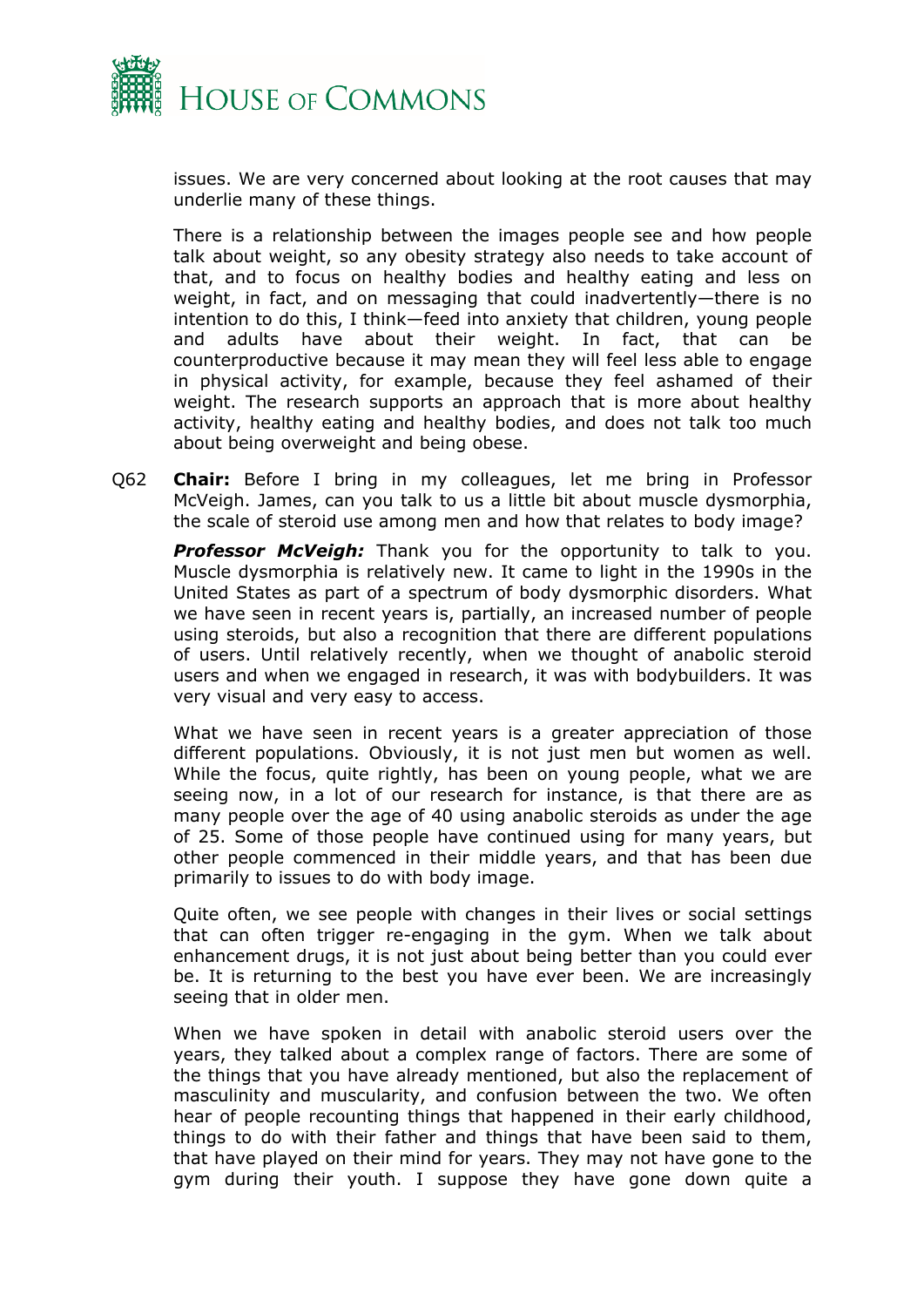issues. We are very concerned about looking at the root causes that may underlie many of these things.

There is a relationship between the images people see and how people talk about weight, so any obesity strategy also needs to take account of that, and to focus on healthy bodies and healthy eating and less on weight, in fact, and on messaging that could inadvertently—there is no intention to do this, I think—feed into anxiety that children, young people and adults have about their weight. In fact, that can be counterproductive because it may mean they will feel less able to engage in physical activity, for example, because they feel ashamed of their weight. The research supports an approach that is more about healthy activity, healthy eating and healthy bodies, and does not talk too much about being overweight and being obese.

Q62 **Chair:** Before I bring in my colleagues, let me bring in Professor McVeigh. James, can you talk to us a little bit about muscle dysmorphia, the scale of steroid use among men and how that relates to body image?

***Professor McVeigh:*** Thank you for the opportunity to talk to you. Muscle dysmorphia is relatively new. It came to light in the 1990s in the United States as part of a spectrum of body dysmorphic disorders. What we have seen in recent years is, partially, an increased number of people using steroids, but also a recognition that there are different populations of users. Until relatively recently, when we thought of anabolic steroid users and when we engaged in research, it was with bodybuilders. It was very visual and very easy to access.

What we have seen in recent years is a greater appreciation of those different populations. Obviously, it is not just men but women as well. While the focus, quite rightly, has been on young people, what we are seeing now, in a lot of our research for instance, is that there are as many people over the age of 40 using anabolic steroids as under the age of 25. Some of those people have continued using for many years, but other people commenced in their middle years, and that has been due primarily to issues to do with body image.

Quite often, we see people with changes in their lives or social settings that can often trigger re-engaging in the gym. When we talk about enhancement drugs, it is not just about being better than you could ever be. It is returning to the best you have ever been. We are increasingly seeing that in older men.

When we have spoken in detail with anabolic steroid users over the years, they talked about a complex range of factors. There are some of the things that you have already mentioned, but also the replacement of masculinity and muscularity, and confusion between the two. We often hear of people recounting things that happened in their early childhood, things to do with their father and things that have been said to them, that have played on their mind for years. They may not have gone to the gym during their youth. I suppose they have gone down quite a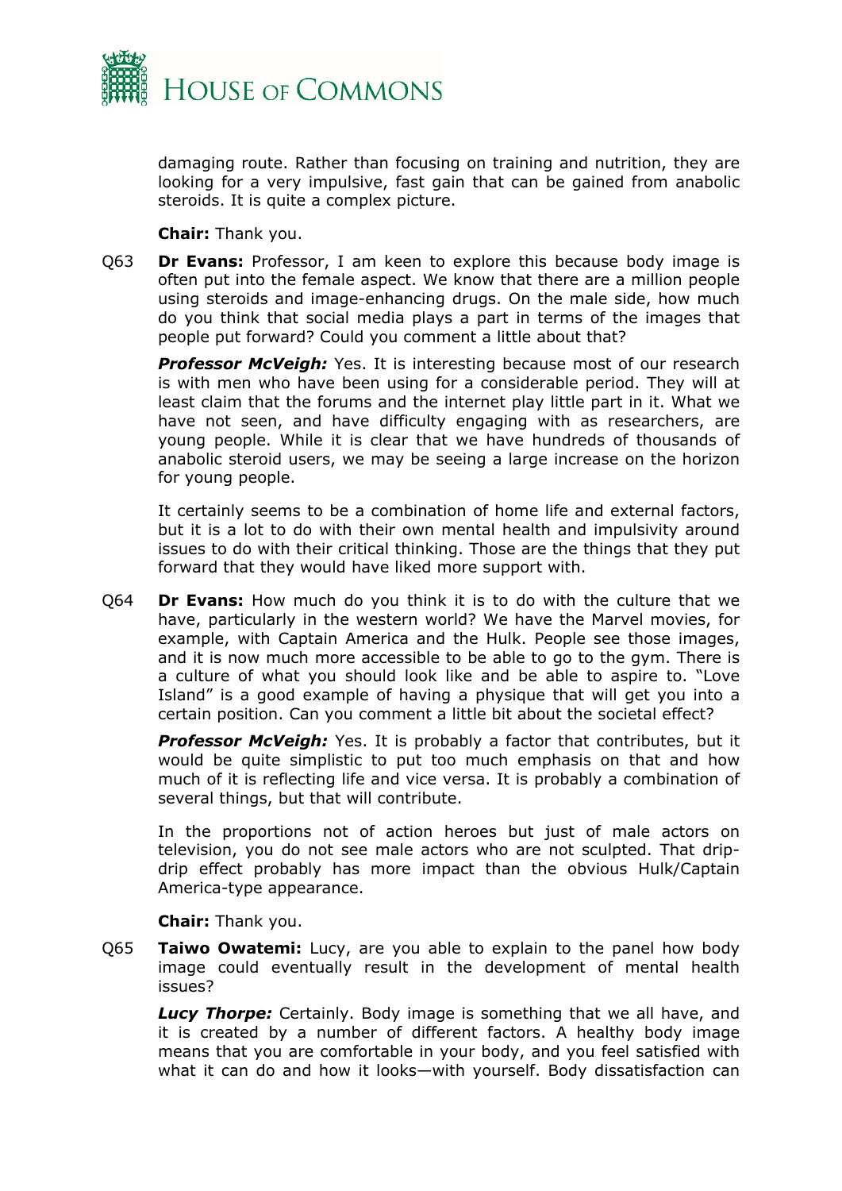damaging route. Rather than focusing on training and nutrition, they are looking for a very impulsive, fast gain that can be gained from anabolic steroids. It is quite a complex picture.

**Chair:** Thank you.

Q63 **Dr Evans:** Professor, I am keen to explore this because body image is often put into the female aspect. We know that there are a million people using steroids and image-enhancing drugs. On the male side, how much do you think that social media plays a part in terms of the images that people put forward? Could you comment a little about that?

***Professor McVeigh:*** Yes. It is interesting because most of our research is with men who have been using for a considerable period. They will at least claim that the forums and the internet play little part in it. What we have not seen, and have difficulty engaging with as researchers, are young people. While it is clear that we have hundreds of thousands of anabolic steroid users, we may be seeing a large increase on the horizon for young people.

It certainly seems to be a combination of home life and external factors, but it is a lot to do with their own mental health and impulsivity around issues to do with their critical thinking. Those are the things that they put forward that they would have liked more support with.

Q64 **Dr Evans:** How much do you think it is to do with the culture that we have, particularly in the western world? We have the Marvel movies, for example, with Captain America and the Hulk. People see those images, and it is now much more accessible to be able to go to the gym. There is a culture of what you should look like and be able to aspire to. "Love Island" is a good example of having a physique that will get you into a certain position. Can you comment a little bit about the societal effect?

***Professor McVeigh:*** Yes. It is probably a factor that contributes, but it would be quite simplistic to put too much emphasis on that and how much of it is reflecting life and vice versa. It is probably a combination of several things, but that will contribute.

In the proportions not of action heroes but just of male actors on television, you do not see male actors who are not sculpted. That drip-drip effect probably has more impact than the obvious Hulk/Captain America-type appearance.

**Chair:** Thank you.

Q65 **Taiwo Owatemi:** Lucy, are you able to explain to the panel how body image could eventually result in the development of mental health issues?

***Lucy Thorpe:*** Certainly. Body image is something that we all have, and it is created by a number of different factors. A healthy body image means that you are comfortable in your body, and you feel satisfied with what it can do and how it looks—with yourself. Body dissatisfaction can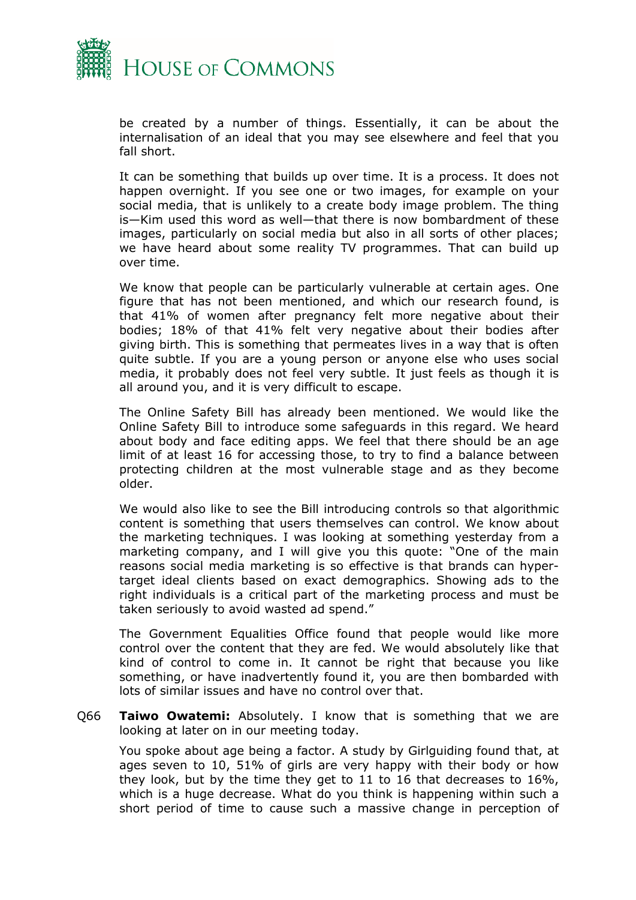be created by a number of things. Essentially, it can be about the internalisation of an ideal that you may see elsewhere and feel that you fall short.

It can be something that builds up over time. It is a process. It does not happen overnight. If you see one or two images, for example on your social media, that is unlikely to a create body image problem. The thing is—Kim used this word as well—that there is now bombardment of these images, particularly on social media but also in all sorts of other places; we have heard about some reality TV programmes. That can build up over time.

We know that people can be particularly vulnerable at certain ages. One figure that has not been mentioned, and which our research found, is that 41% of women after pregnancy felt more negative about their bodies; 18% of that 41% felt very negative about their bodies after giving birth. This is something that permeates lives in a way that is often quite subtle. If you are a young person or anyone else who uses social media, it probably does not feel very subtle. It just feels as though it is all around you, and it is very difficult to escape.

The Online Safety Bill has already been mentioned. We would like the Online Safety Bill to introduce some safeguards in this regard. We heard about body and face editing apps. We feel that there should be an age limit of at least 16 for accessing those, to try to find a balance between protecting children at the most vulnerable stage and as they become older.

We would also like to see the Bill introducing controls so that algorithmic content is something that users themselves can control. We know about the marketing techniques. I was looking at something yesterday from a marketing company, and I will give you this quote: "One of the main reasons social media marketing is so effective is that brands can hyper-target ideal clients based on exact demographics. Showing ads to the right individuals is a critical part of the marketing process and must be taken seriously to avoid wasted ad spend."

The Government Equalities Office found that people would like more control over the content that they are fed. We would absolutely like that kind of control to come in. It cannot be right that because you like something, or have inadvertently found it, you are then bombarded with lots of similar issues and have no control over that.

Q66 **Taiwo Owatemi:** Absolutely. I know that is something that we are looking at later on in our meeting today.

You spoke about age being a factor. A study by Girlguiding found that, at ages seven to 10, 51% of girls are very happy with their body or how they look, but by the time they get to 11 to 16 that decreases to 16%, which is a huge decrease. What do you think is happening within such a short period of time to cause such a massive change in perception of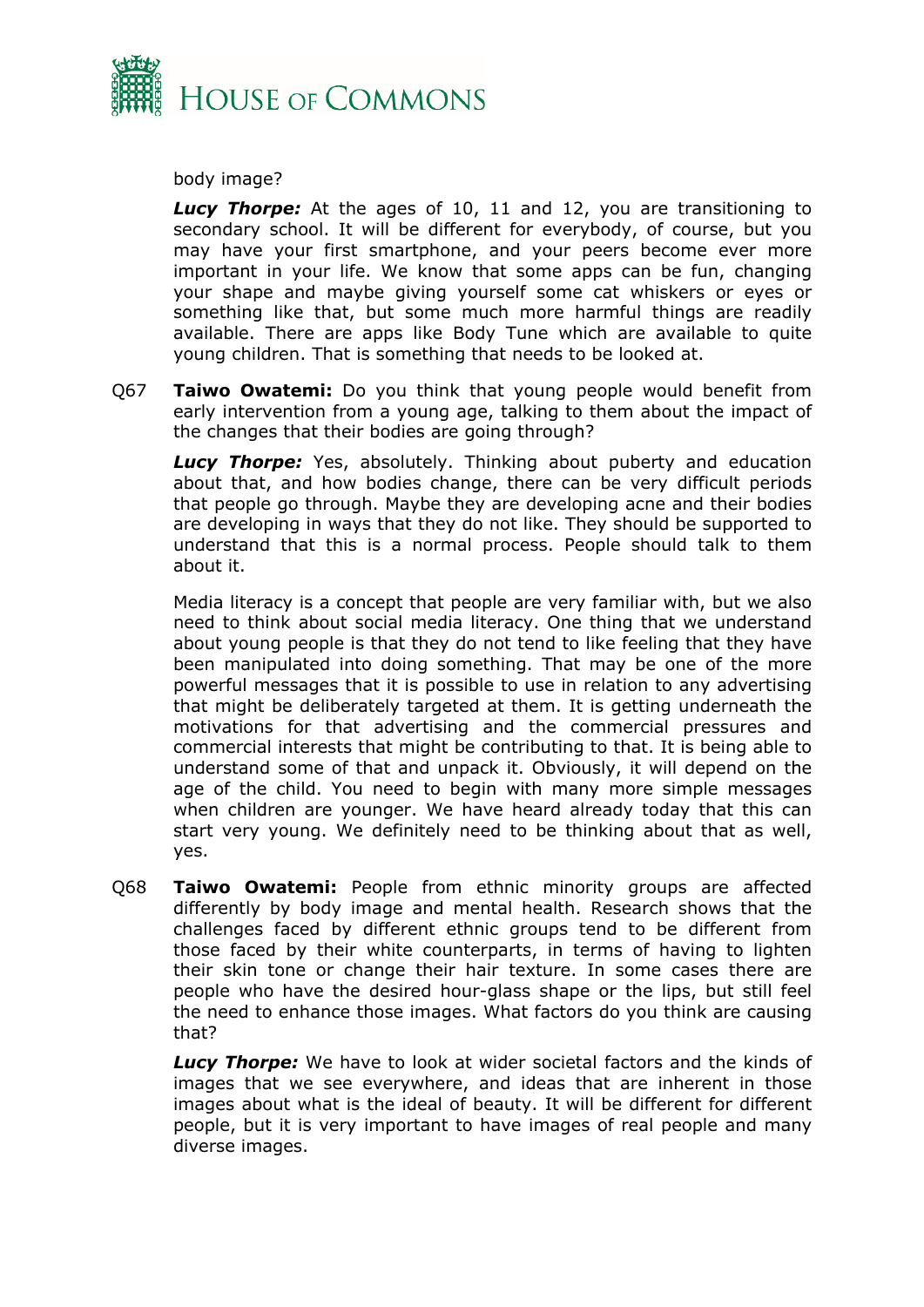body image?

***Lucy Thorpe:*** At the ages of 10, 11 and 12, you are transitioning to secondary school. It will be different for everybody, of course, but you may have your first smartphone, and your peers become ever more important in your life. We know that some apps can be fun, changing your shape and maybe giving yourself some cat whiskers or eyes or something like that, but some much more harmful things are readily available. There are apps like Body Tune which are available to quite young children. That is something that needs to be looked at.

Q67 **Taiwo Owatemi:** Do you think that young people would benefit from early intervention from a young age, talking to them about the impact of the changes that their bodies are going through?

***Lucy Thorpe:*** Yes, absolutely. Thinking about puberty and education about that, and how bodies change, there can be very difficult periods that people go through. Maybe they are developing acne and their bodies are developing in ways that they do not like. They should be supported to understand that this is a normal process. People should talk to them about it.

Media literacy is a concept that people are very familiar with, but we also need to think about social media literacy. One thing that we understand about young people is that they do not tend to like feeling that they have been manipulated into doing something. That may be one of the more powerful messages that it is possible to use in relation to any advertising that might be deliberately targeted at them. It is getting underneath the motivations for that advertising and the commercial pressures and commercial interests that might be contributing to that. It is being able to understand some of that and unpack it. Obviously, it will depend on the age of the child. You need to begin with many more simple messages when children are younger. We have heard already today that this can start very young. We definitely need to be thinking about that as well, yes.

Q68 **Taiwo Owatemi:** People from ethnic minority groups are affected differently by body image and mental health. Research shows that the challenges faced by different ethnic groups tend to be different from those faced by their white counterparts, in terms of having to lighten their skin tone or change their hair texture. In some cases there are people who have the desired hour-glass shape or the lips, but still feel the need to enhance those images. What factors do you think are causing that?

***Lucy Thorpe:*** We have to look at wider societal factors and the kinds of images that we see everywhere, and ideas that are inherent in those images about what is the ideal of beauty. It will be different for different people, but it is very important to have images of real people and many diverse images.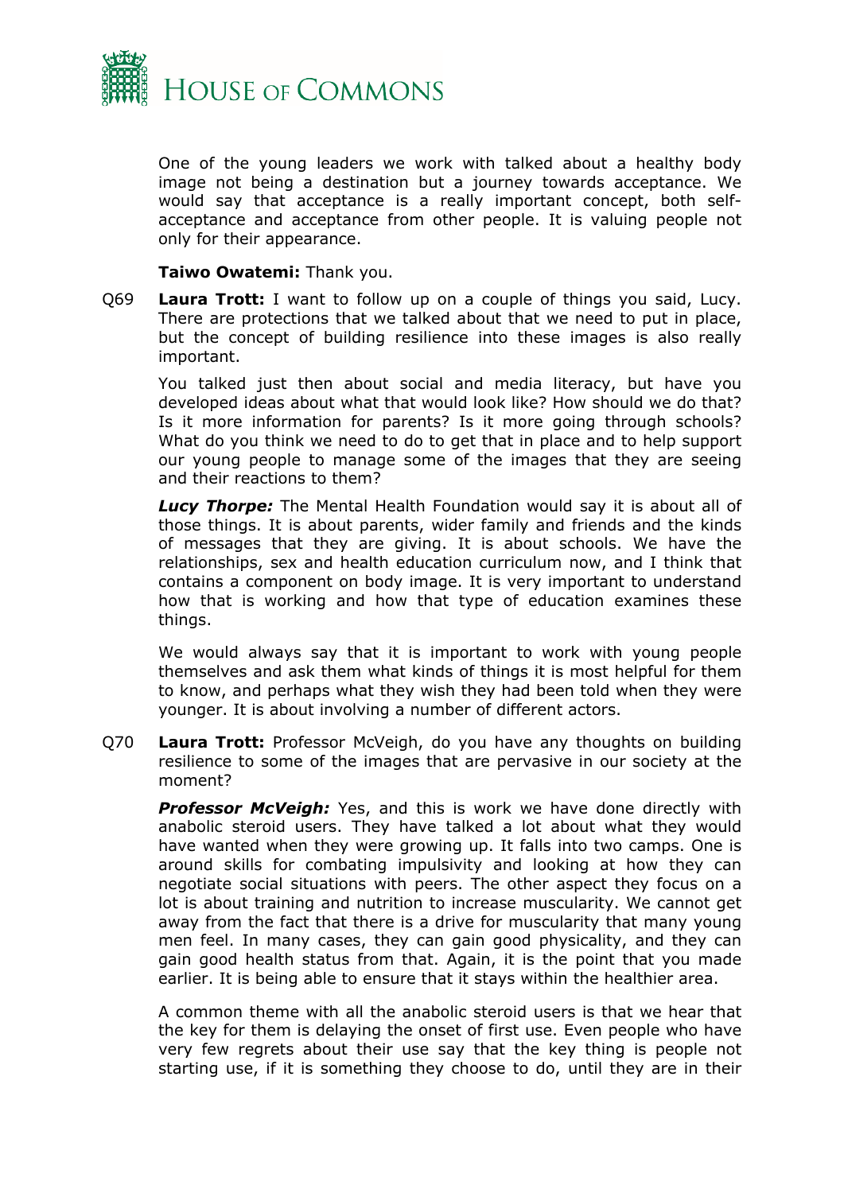One of the young leaders we work with talked about a healthy body image not being a destination but a journey towards acceptance. We would say that acceptance is a really important concept, both self-acceptance and acceptance from other people. It is valuing people not only for their appearance.

**Taiwo Owatemi:** Thank you.

Q69 **Laura Trott:** I want to follow up on a couple of things you said, Lucy. There are protections that we talked about that we need to put in place, but the concept of building resilience into these images is also really important.

You talked just then about social and media literacy, but have you developed ideas about what that would look like? How should we do that? Is it more information for parents? Is it more going through schools? What do you think we need to do to get that in place and to help support our young people to manage some of the images that they are seeing and their reactions to them?

***Lucy Thorpe:*** The Mental Health Foundation would say it is about all of those things. It is about parents, wider family and friends and the kinds of messages that they are giving. It is about schools. We have the relationships, sex and health education curriculum now, and I think that contains a component on body image. It is very important to understand how that is working and how that type of education examines these things.

We would always say that it is important to work with young people themselves and ask them what kinds of things it is most helpful for them to know, and perhaps what they wish they had been told when they were younger. It is about involving a number of different actors.

Q70 **Laura Trott:** Professor McVeigh, do you have any thoughts on building resilience to some of the images that are pervasive in our society at the moment?

***Professor McVeigh:*** Yes, and this is work we have done directly with anabolic steroid users. They have talked a lot about what they would have wanted when they were growing up. It falls into two camps. One is around skills for combating impulsivity and looking at how they can negotiate social situations with peers. The other aspect they focus on a lot is about training and nutrition to increase muscularity. We cannot get away from the fact that there is a drive for muscularity that many young men feel. In many cases, they can gain good physicality, and they can gain good health status from that. Again, it is the point that you made earlier. It is being able to ensure that it stays within the healthier area.

A common theme with all the anabolic steroid users is that we hear that the key for them is delaying the onset of first use. Even people who have very few regrets about their use say that the key thing is people not starting use, if it is something they choose to do, until they are in their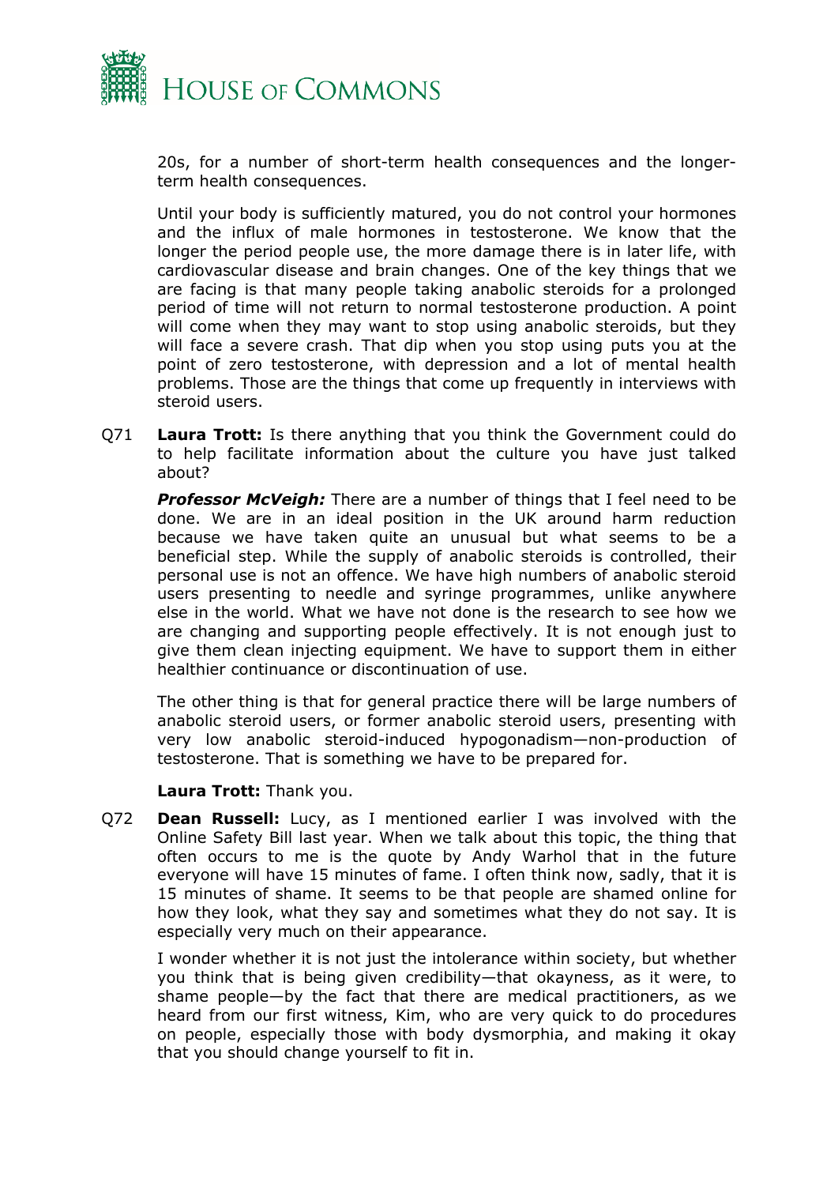20s, for a number of short-term health consequences and the longer-term health consequences.

Until your body is sufficiently matured, you do not control your hormones and the influx of male hormones in testosterone. We know that the longer the period people use, the more damage there is in later life, with cardiovascular disease and brain changes. One of the key things that we are facing is that many people taking anabolic steroids for a prolonged period of time will not return to normal testosterone production. A point will come when they may want to stop using anabolic steroids, but they will face a severe crash. That dip when you stop using puts you at the point of zero testosterone, with depression and a lot of mental health problems. Those are the things that come up frequently in interviews with steroid users.

Q71 **Laura Trott:** Is there anything that you think the Government could do to help facilitate information about the culture you have just talked about?

***Professor McVeigh:*** There are a number of things that I feel need to be done. We are in an ideal position in the UK around harm reduction because we have taken quite an unusual but what seems to be a beneficial step. While the supply of anabolic steroids is controlled, their personal use is not an offence. We have high numbers of anabolic steroid users presenting to needle and syringe programmes, unlike anywhere else in the world. What we have not done is the research to see how we are changing and supporting people effectively. It is not enough just to give them clean injecting equipment. We have to support them in either healthier continuance or discontinuation of use.

The other thing is that for general practice there will be large numbers of anabolic steroid users, or former anabolic steroid users, presenting with very low anabolic steroid-induced hypogonadism—non-production of testosterone. That is something we have to be prepared for.

**Laura Trott:** Thank you.

Q72 **Dean Russell:** Lucy, as I mentioned earlier I was involved with the Online Safety Bill last year. When we talk about this topic, the thing that often occurs to me is the quote by Andy Warhol that in the future everyone will have 15 minutes of fame. I often think now, sadly, that it is 15 minutes of shame. It seems to be that people are shamed online for how they look, what they say and sometimes what they do not say. It is especially very much on their appearance.

I wonder whether it is not just the intolerance within society, but whether you think that is being given credibility—that okayness, as it were, to shame people—by the fact that there are medical practitioners, as we heard from our first witness, Kim, who are very quick to do procedures on people, especially those with body dysmorphia, and making it okay that you should change yourself to fit in.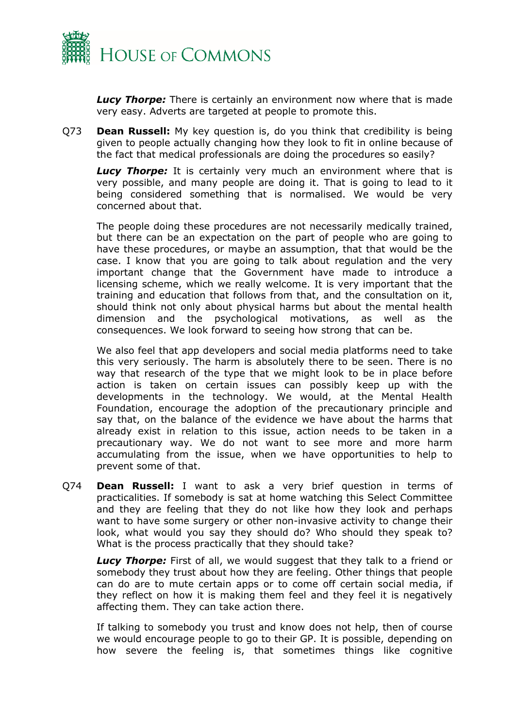***Lucy Thorpe:*** There is certainly an environment now where that is made very easy. Adverts are targeted at people to promote this.

Q73 **Dean Russell:** My key question is, do you think that credibility is being given to people actually changing how they look to fit in online because of the fact that medical professionals are doing the procedures so easily?

***Lucy Thorpe:*** It is certainly very much an environment where that is very possible, and many people are doing it. That is going to lead to it being considered something that is normalised. We would be very concerned about that.

The people doing these procedures are not necessarily medically trained, but there can be an expectation on the part of people who are going to have these procedures, or maybe an assumption, that that would be the case. I know that you are going to talk about regulation and the very important change that the Government have made to introduce a licensing scheme, which we really welcome. It is very important that the training and education that follows from that, and the consultation on it, should think not only about physical harms but about the mental health dimension and the psychological motivations, as well as the consequences. We look forward to seeing how strong that can be.

We also feel that app developers and social media platforms need to take this very seriously. The harm is absolutely there to be seen. There is no way that research of the type that we might look to be in place before action is taken on certain issues can possibly keep up with the developments in the technology. We would, at the Mental Health Foundation, encourage the adoption of the precautionary principle and say that, on the balance of the evidence we have about the harms that already exist in relation to this issue, action needs to be taken in a precautionary way. We do not want to see more and more harm accumulating from the issue, when we have opportunities to help to prevent some of that.

Q74 **Dean Russell:** I want to ask a very brief question in terms of practicalities. If somebody is sat at home watching this Select Committee and they are feeling that they do not like how they look and perhaps want to have some surgery or other non-invasive activity to change their look, what would you say they should do? Who should they speak to? What is the process practically that they should take?

***Lucy Thorpe:*** First of all, we would suggest that they talk to a friend or somebody they trust about how they are feeling. Other things that people can do are to mute certain apps or to come off certain social media, if they reflect on how it is making them feel and they feel it is negatively affecting them. They can take action there.

If talking to somebody you trust and know does not help, then of course we would encourage people to go to their GP. It is possible, depending on how severe the feeling is, that sometimes things like cognitive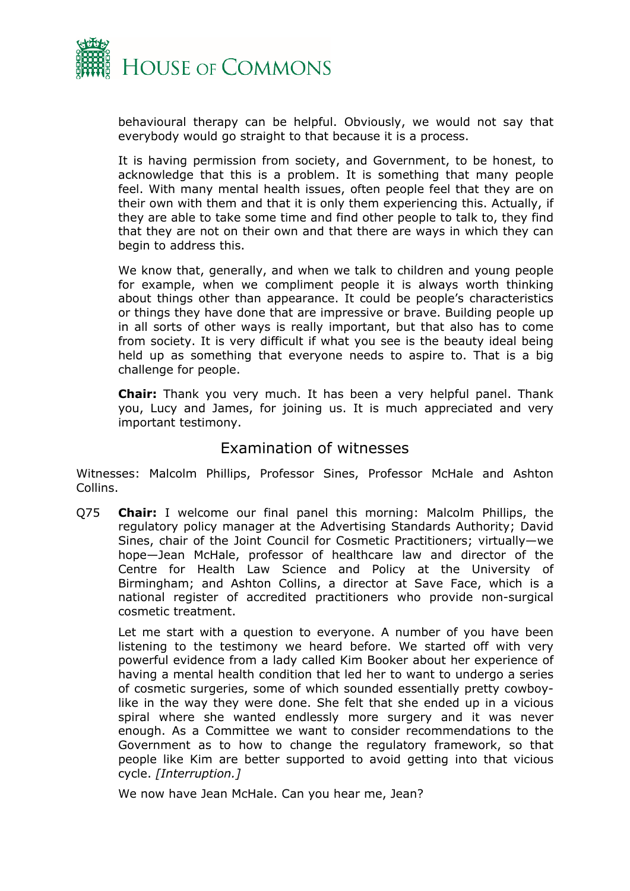behavioural therapy can be helpful. Obviously, we would not say that everybody would go straight to that because it is a process.

It is having permission from society, and Government, to be honest, to acknowledge that this is a problem. It is something that many people feel. With many mental health issues, often people feel that they are on their own with them and that it is only them experiencing this. Actually, if they are able to take some time and find other people to talk to, they find that they are not on their own and that there are ways in which they can begin to address this.

We know that, generally, and when we talk to children and young people for example, when we compliment people it is always worth thinking about things other than appearance. It could be people's characteristics or things they have done that are impressive or brave. Building people up in all sorts of other ways is really important, but that also has to come from society. It is very difficult if what you see is the beauty ideal being held up as something that everyone needs to aspire to. That is a big challenge for people.

**Chair:** Thank you very much. It has been a very helpful panel. Thank you, Lucy and James, for joining us. It is much appreciated and very important testimony.

## Examination of witnesses

Witnesses: Malcolm Phillips, Professor Sines, Professor McHale and Ashton Collins.

Q75 **Chair:** I welcome our final panel this morning: Malcolm Phillips, the regulatory policy manager at the Advertising Standards Authority; David Sines, chair of the Joint Council for Cosmetic Practitioners; virtually—we hope—Jean McHale, professor of healthcare law and director of the Centre for Health Law Science and Policy at the University of Birmingham; and Ashton Collins, a director at Save Face, which is a national register of accredited practitioners who provide non-surgical cosmetic treatment.

Let me start with a question to everyone. A number of you have been listening to the testimony we heard before. We started off with very powerful evidence from a lady called Kim Booker about her experience of having a mental health condition that led her to want to undergo a series of cosmetic surgeries, some of which sounded essentially pretty cowboy-like in the way they were done. She felt that she ended up in a vicious spiral where she wanted endlessly more surgery and it was never enough. As a Committee we want to consider recommendations to the Government as to how to change the regulatory framework, so that people like Kim are better supported to avoid getting into that vicious cycle. *[Interruption.]*

We now have Jean McHale. Can you hear me, Jean?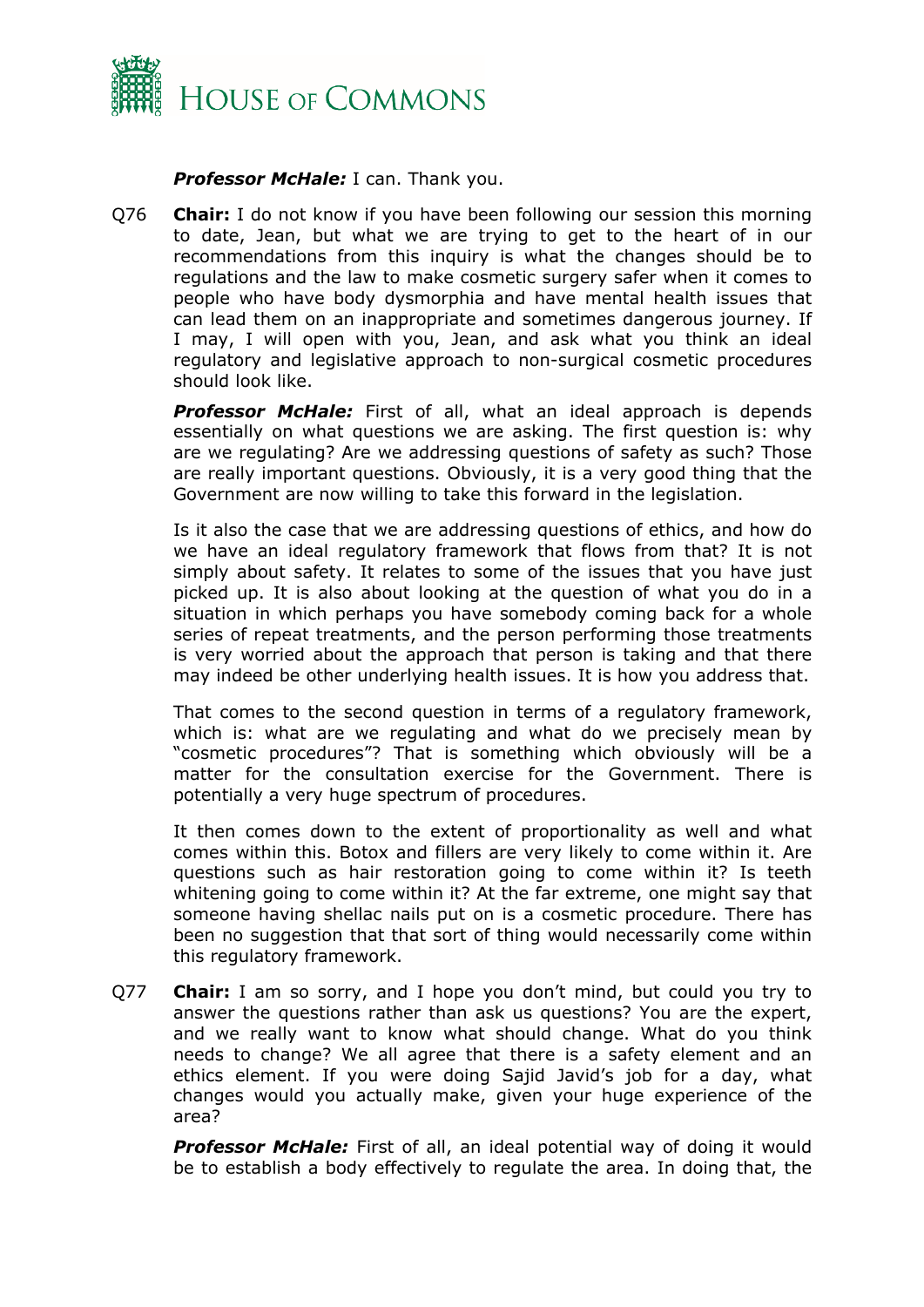***Professor McHale:*** I can. Thank you.

Q76 **Chair:** I do not know if you have been following our session this morning to date, Jean, but what we are trying to get to the heart of in our recommendations from this inquiry is what the changes should be to regulations and the law to make cosmetic surgery safer when it comes to people who have body dysmorphia and have mental health issues that can lead them on an inappropriate and sometimes dangerous journey. If I may, I will open with you, Jean, and ask what you think an ideal regulatory and legislative approach to non-surgical cosmetic procedures should look like.

***Professor McHale:*** First of all, what an ideal approach is depends essentially on what questions we are asking. The first question is: why are we regulating? Are we addressing questions of safety as such? Those are really important questions. Obviously, it is a very good thing that the Government are now willing to take this forward in the legislation.

Is it also the case that we are addressing questions of ethics, and how do we have an ideal regulatory framework that flows from that? It is not simply about safety. It relates to some of the issues that you have just picked up. It is also about looking at the question of what you do in a situation in which perhaps you have somebody coming back for a whole series of repeat treatments, and the person performing those treatments is very worried about the approach that person is taking and that there may indeed be other underlying health issues. It is how you address that.

That comes to the second question in terms of a regulatory framework, which is: what are we regulating and what do we precisely mean by "cosmetic procedures"? That is something which obviously will be a matter for the consultation exercise for the Government. There is potentially a very huge spectrum of procedures.

It then comes down to the extent of proportionality as well and what comes within this. Botox and fillers are very likely to come within it. Are questions such as hair restoration going to come within it? Is teeth whitening going to come within it? At the far extreme, one might say that someone having shellac nails put on is a cosmetic procedure. There has been no suggestion that that sort of thing would necessarily come within this regulatory framework.

Q77 **Chair:** I am so sorry, and I hope you don't mind, but could you try to answer the questions rather than ask us questions? You are the expert, and we really want to know what should change. What do you think needs to change? We all agree that there is a safety element and an ethics element. If you were doing Sajid Javid's job for a day, what changes would you actually make, given your huge experience of the area?

***Professor McHale:*** First of all, an ideal potential way of doing it would be to establish a body effectively to regulate the area. In doing that, the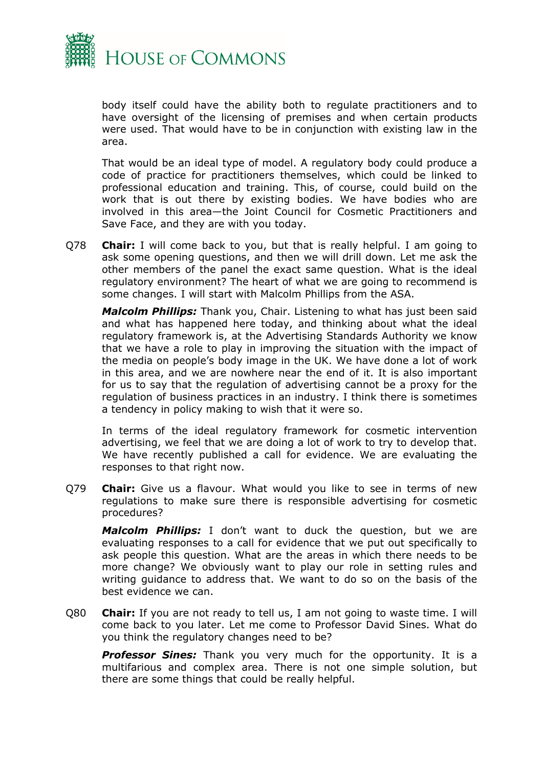body itself could have the ability both to regulate practitioners and to have oversight of the licensing of premises and when certain products were used. That would have to be in conjunction with existing law in the area.

That would be an ideal type of model. A regulatory body could produce a code of practice for practitioners themselves, which could be linked to professional education and training. This, of course, could build on the work that is out there by existing bodies. We have bodies who are involved in this area—the Joint Council for Cosmetic Practitioners and Save Face, and they are with you today.

Q78 **Chair:** I will come back to you, but that is really helpful. I am going to ask some opening questions, and then we will drill down. Let me ask the other members of the panel the exact same question. What is the ideal regulatory environment? The heart of what we are going to recommend is some changes. I will start with Malcolm Phillips from the ASA.

***Malcolm Phillips:*** Thank you, Chair. Listening to what has just been said and what has happened here today, and thinking about what the ideal regulatory framework is, at the Advertising Standards Authority we know that we have a role to play in improving the situation with the impact of the media on people's body image in the UK. We have done a lot of work in this area, and we are nowhere near the end of it. It is also important for us to say that the regulation of advertising cannot be a proxy for the regulation of business practices in an industry. I think there is sometimes a tendency in policy making to wish that it were so.

In terms of the ideal regulatory framework for cosmetic intervention advertising, we feel that we are doing a lot of work to try to develop that. We have recently published a call for evidence. We are evaluating the responses to that right now.

Q79 **Chair:** Give us a flavour. What would you like to see in terms of new regulations to make sure there is responsible advertising for cosmetic procedures?

***Malcolm Phillips:*** I don't want to duck the question, but we are evaluating responses to a call for evidence that we put out specifically to ask people this question. What are the areas in which there needs to be more change? We obviously want to play our role in setting rules and writing guidance to address that. We want to do so on the basis of the best evidence we can.

Q80 **Chair:** If you are not ready to tell us, I am not going to waste time. I will come back to you later. Let me come to Professor David Sines. What do you think the regulatory changes need to be?

***Professor Sines:*** Thank you very much for the opportunity. It is a multifarious and complex area. There is not one simple solution, but there are some things that could be really helpful.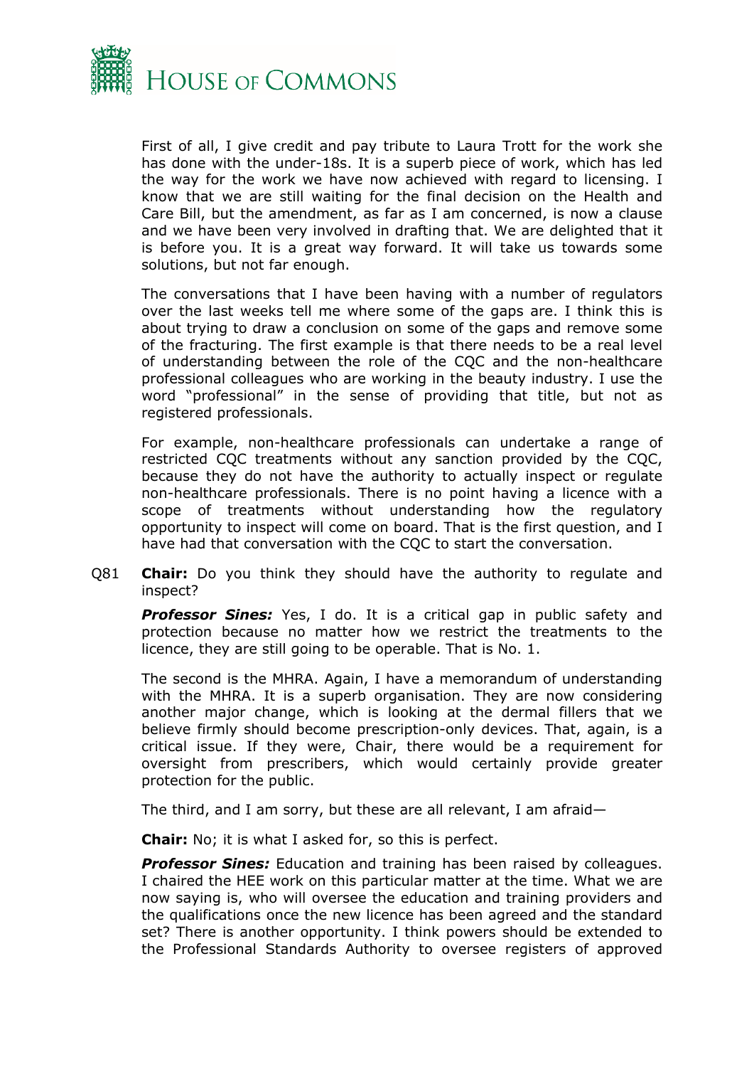First of all, I give credit and pay tribute to Laura Trott for the work she has done with the under-18s. It is a superb piece of work, which has led the way for the work we have now achieved with regard to licensing. I know that we are still waiting for the final decision on the Health and Care Bill, but the amendment, as far as I am concerned, is now a clause and we have been very involved in drafting that. We are delighted that it is before you. It is a great way forward. It will take us towards some solutions, but not far enough.

The conversations that I have been having with a number of regulators over the last weeks tell me where some of the gaps are. I think this is about trying to draw a conclusion on some of the gaps and remove some of the fracturing. The first example is that there needs to be a real level of understanding between the role of the CQC and the non-healthcare professional colleagues who are working in the beauty industry. I use the word "professional" in the sense of providing that title, but not as registered professionals.

For example, non-healthcare professionals can undertake a range of restricted CQC treatments without any sanction provided by the CQC, because they do not have the authority to actually inspect or regulate non-healthcare professionals. There is no point having a licence with a scope of treatments without understanding how the regulatory opportunity to inspect will come on board. That is the first question, and I have had that conversation with the CQC to start the conversation.

Q81 **Chair:** Do you think they should have the authority to regulate and inspect?

***Professor Sines:*** Yes, I do. It is a critical gap in public safety and protection because no matter how we restrict the treatments to the licence, they are still going to be operable. That is No. 1.

The second is the MHRA. Again, I have a memorandum of understanding with the MHRA. It is a superb organisation. They are now considering another major change, which is looking at the dermal fillers that we believe firmly should become prescription-only devices. That, again, is a critical issue. If they were, Chair, there would be a requirement for oversight from prescribers, which would certainly provide greater protection for the public.

The third, and I am sorry, but these are all relevant, I am afraid—

**Chair:** No; it is what I asked for, so this is perfect.

***Professor Sines:*** Education and training has been raised by colleagues. I chaired the HEE work on this particular matter at the time. What we are now saying is, who will oversee the education and training providers and the qualifications once the new licence has been agreed and the standard set? There is another opportunity. I think powers should be extended to the Professional Standards Authority to oversee registers of approved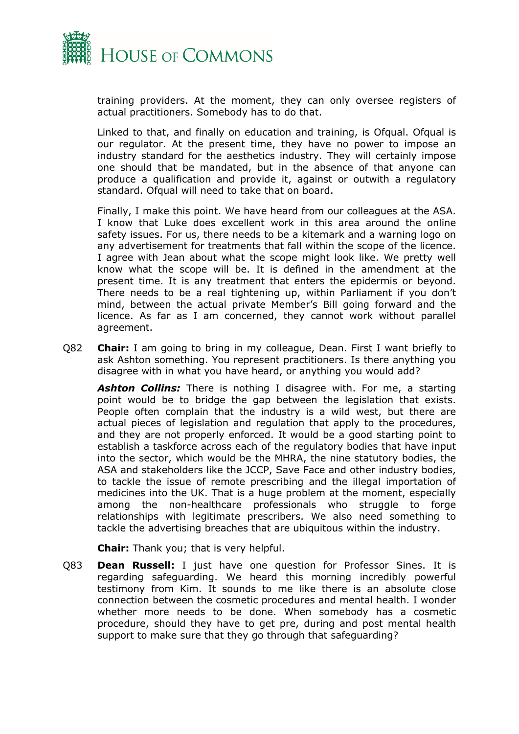training providers. At the moment, they can only oversee registers of actual practitioners. Somebody has to do that.

Linked to that, and finally on education and training, is Ofqual. Ofqual is our regulator. At the present time, they have no power to impose an industry standard for the aesthetics industry. They will certainly impose one should that be mandated, but in the absence of that anyone can produce a qualification and provide it, against or outwith a regulatory standard. Ofqual will need to take that on board.

Finally, I make this point. We have heard from our colleagues at the ASA. I know that Luke does excellent work in this area around the online safety issues. For us, there needs to be a kitemark and a warning logo on any advertisement for treatments that fall within the scope of the licence. I agree with Jean about what the scope might look like. We pretty well know what the scope will be. It is defined in the amendment at the present time. It is any treatment that enters the epidermis or beyond. There needs to be a real tightening up, within Parliament if you don't mind, between the actual private Member's Bill going forward and the licence. As far as I am concerned, they cannot work without parallel agreement.

Q82 **Chair:** I am going to bring in my colleague, Dean. First I want briefly to ask Ashton something. You represent practitioners. Is there anything you disagree with in what you have heard, or anything you would add?

***Ashton Collins:*** There is nothing I disagree with. For me, a starting point would be to bridge the gap between the legislation that exists. People often complain that the industry is a wild west, but there are actual pieces of legislation and regulation that apply to the procedures, and they are not properly enforced. It would be a good starting point to establish a taskforce across each of the regulatory bodies that have input into the sector, which would be the MHRA, the nine statutory bodies, the ASA and stakeholders like the JCCP, Save Face and other industry bodies, to tackle the issue of remote prescribing and the illegal importation of medicines into the UK. That is a huge problem at the moment, especially among the non-healthcare professionals who struggle to forge relationships with legitimate prescribers. We also need something to tackle the advertising breaches that are ubiquitous within the industry.

**Chair:** Thank you; that is very helpful.

Q83 **Dean Russell:** I just have one question for Professor Sines. It is regarding safeguarding. We heard this morning incredibly powerful testimony from Kim. It sounds to me like there is an absolute close connection between the cosmetic procedures and mental health. I wonder whether more needs to be done. When somebody has a cosmetic procedure, should they have to get pre, during and post mental health support to make sure that they go through that safeguarding?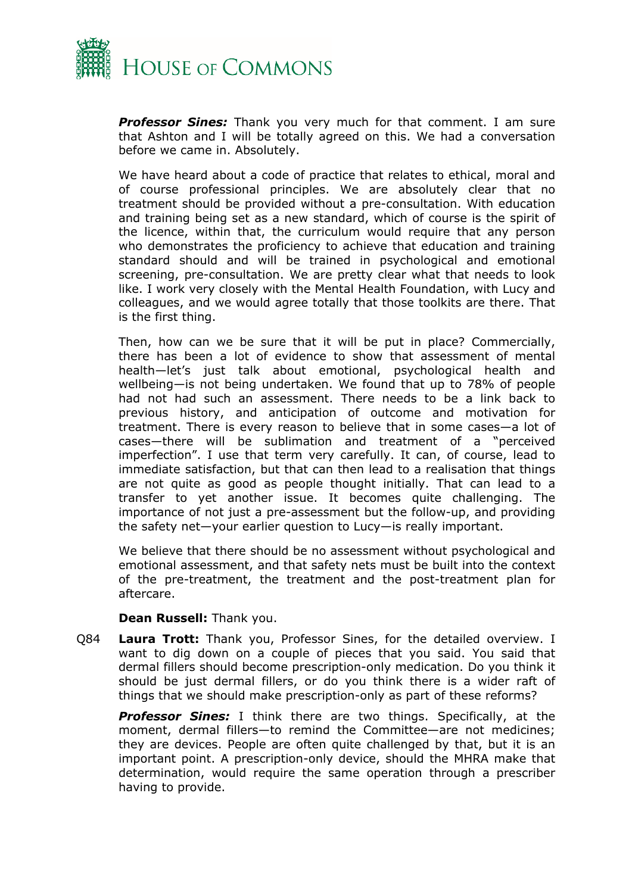***Professor Sines:*** Thank you very much for that comment. I am sure that Ashton and I will be totally agreed on this. We had a conversation before we came in. Absolutely.

We have heard about a code of practice that relates to ethical, moral and of course professional principles. We are absolutely clear that no treatment should be provided without a pre-consultation. With education and training being set as a new standard, which of course is the spirit of the licence, within that, the curriculum would require that any person who demonstrates the proficiency to achieve that education and training standard should and will be trained in psychological and emotional screening, pre-consultation. We are pretty clear what that needs to look like. I work very closely with the Mental Health Foundation, with Lucy and colleagues, and we would agree totally that those toolkits are there. That is the first thing.

Then, how can we be sure that it will be put in place? Commercially, there has been a lot of evidence to show that assessment of mental health—let's just talk about emotional, psychological health and wellbeing—is not being undertaken. We found that up to 78% of people had not had such an assessment. There needs to be a link back to previous history, and anticipation of outcome and motivation for treatment. There is every reason to believe that in some cases—a lot of cases—there will be sublimation and treatment of a "perceived imperfection". I use that term very carefully. It can, of course, lead to immediate satisfaction, but that can then lead to a realisation that things are not quite as good as people thought initially. That can lead to a transfer to yet another issue. It becomes quite challenging. The importance of not just a pre-assessment but the follow-up, and providing the safety net—your earlier question to Lucy—is really important.

We believe that there should be no assessment without psychological and emotional assessment, and that safety nets must be built into the context of the pre-treatment, the treatment and the post-treatment plan for aftercare.

**Dean Russell:** Thank you.

Q84 **Laura Trott:** Thank you, Professor Sines, for the detailed overview. I want to dig down on a couple of pieces that you said. You said that dermal fillers should become prescription-only medication. Do you think it should be just dermal fillers, or do you think there is a wider raft of things that we should make prescription-only as part of these reforms?

***Professor Sines:*** I think there are two things. Specifically, at the moment, dermal fillers—to remind the Committee—are not medicines; they are devices. People are often quite challenged by that, but it is an important point. A prescription-only device, should the MHRA make that determination, would require the same operation through a prescriber having to provide.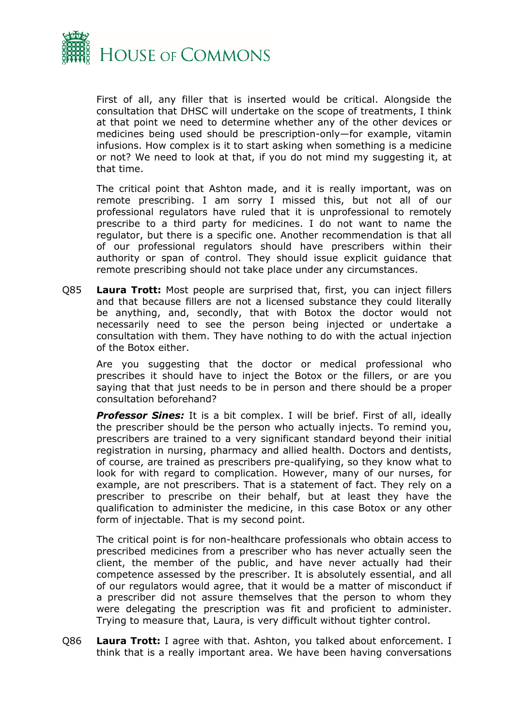First of all, any filler that is inserted would be critical. Alongside the consultation that DHSC will undertake on the scope of treatments, I think at that point we need to determine whether any of the other devices or medicines being used should be prescription-only—for example, vitamin infusions. How complex is it to start asking when something is a medicine or not? We need to look at that, if you do not mind my suggesting it, at that time.

The critical point that Ashton made, and it is really important, was on remote prescribing. I am sorry I missed this, but not all of our professional regulators have ruled that it is unprofessional to remotely prescribe to a third party for medicines. I do not want to name the regulator, but there is a specific one. Another recommendation is that all of our professional regulators should have prescribers within their authority or span of control. They should issue explicit guidance that remote prescribing should not take place under any circumstances.

Q85 **Laura Trott:** Most people are surprised that, first, you can inject fillers and that because fillers are not a licensed substance they could literally be anything, and, secondly, that with Botox the doctor would not necessarily need to see the person being injected or undertake a consultation with them. They have nothing to do with the actual injection of the Botox either.

Are you suggesting that the doctor or medical professional who prescribes it should have to inject the Botox or the fillers, or are you saying that that just needs to be in person and there should be a proper consultation beforehand?

***Professor Sines:*** It is a bit complex. I will be brief. First of all, ideally the prescriber should be the person who actually injects. To remind you, prescribers are trained to a very significant standard beyond their initial registration in nursing, pharmacy and allied health. Doctors and dentists, of course, are trained as prescribers pre-qualifying, so they know what to look for with regard to complication. However, many of our nurses, for example, are not prescribers. That is a statement of fact. They rely on a prescriber to prescribe on their behalf, but at least they have the qualification to administer the medicine, in this case Botox or any other form of injectable. That is my second point.

The critical point is for non-healthcare professionals who obtain access to prescribed medicines from a prescriber who has never actually seen the client, the member of the public, and have never actually had their competence assessed by the prescriber. It is absolutely essential, and all of our regulators would agree, that it would be a matter of misconduct if a prescriber did not assure themselves that the person to whom they were delegating the prescription was fit and proficient to administer. Trying to measure that, Laura, is very difficult without tighter control.

Q86 **Laura Trott:** I agree with that. Ashton, you talked about enforcement. I think that is a really important area. We have been having conversations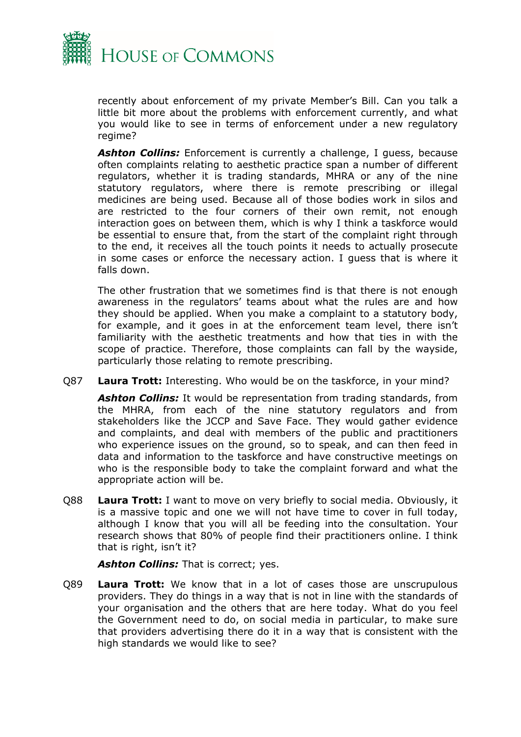recently about enforcement of my private Member's Bill. Can you talk a little bit more about the problems with enforcement currently, and what you would like to see in terms of enforcement under a new regulatory regime?

***Ashton Collins:*** Enforcement is currently a challenge, I guess, because often complaints relating to aesthetic practice span a number of different regulators, whether it is trading standards, MHRA or any of the nine statutory regulators, where there is remote prescribing or illegal medicines are being used. Because all of those bodies work in silos and are restricted to the four corners of their own remit, not enough interaction goes on between them, which is why I think a taskforce would be essential to ensure that, from the start of the complaint right through to the end, it receives all the touch points it needs to actually prosecute in some cases or enforce the necessary action. I guess that is where it falls down.

The other frustration that we sometimes find is that there is not enough awareness in the regulators' teams about what the rules are and how they should be applied. When you make a complaint to a statutory body, for example, and it goes in at the enforcement team level, there isn't familiarity with the aesthetic treatments and how that ties in with the scope of practice. Therefore, those complaints can fall by the wayside, particularly those relating to remote prescribing.

Q87 **Laura Trott:** Interesting. Who would be on the taskforce, in your mind?

***Ashton Collins:*** It would be representation from trading standards, from the MHRA, from each of the nine statutory regulators and from stakeholders like the JCCP and Save Face. They would gather evidence and complaints, and deal with members of the public and practitioners who experience issues on the ground, so to speak, and can then feed in data and information to the taskforce and have constructive meetings on who is the responsible body to take the complaint forward and what the appropriate action will be.

Q88 **Laura Trott:** I want to move on very briefly to social media. Obviously, it is a massive topic and one we will not have time to cover in full today, although I know that you will all be feeding into the consultation. Your research shows that 80% of people find their practitioners online. I think that is right, isn't it?

***Ashton Collins:*** That is correct; yes.

Q89 **Laura Trott:** We know that in a lot of cases those are unscrupulous providers. They do things in a way that is not in line with the standards of your organisation and the others that are here today. What do you feel the Government need to do, on social media in particular, to make sure that providers advertising there do it in a way that is consistent with the high standards we would like to see?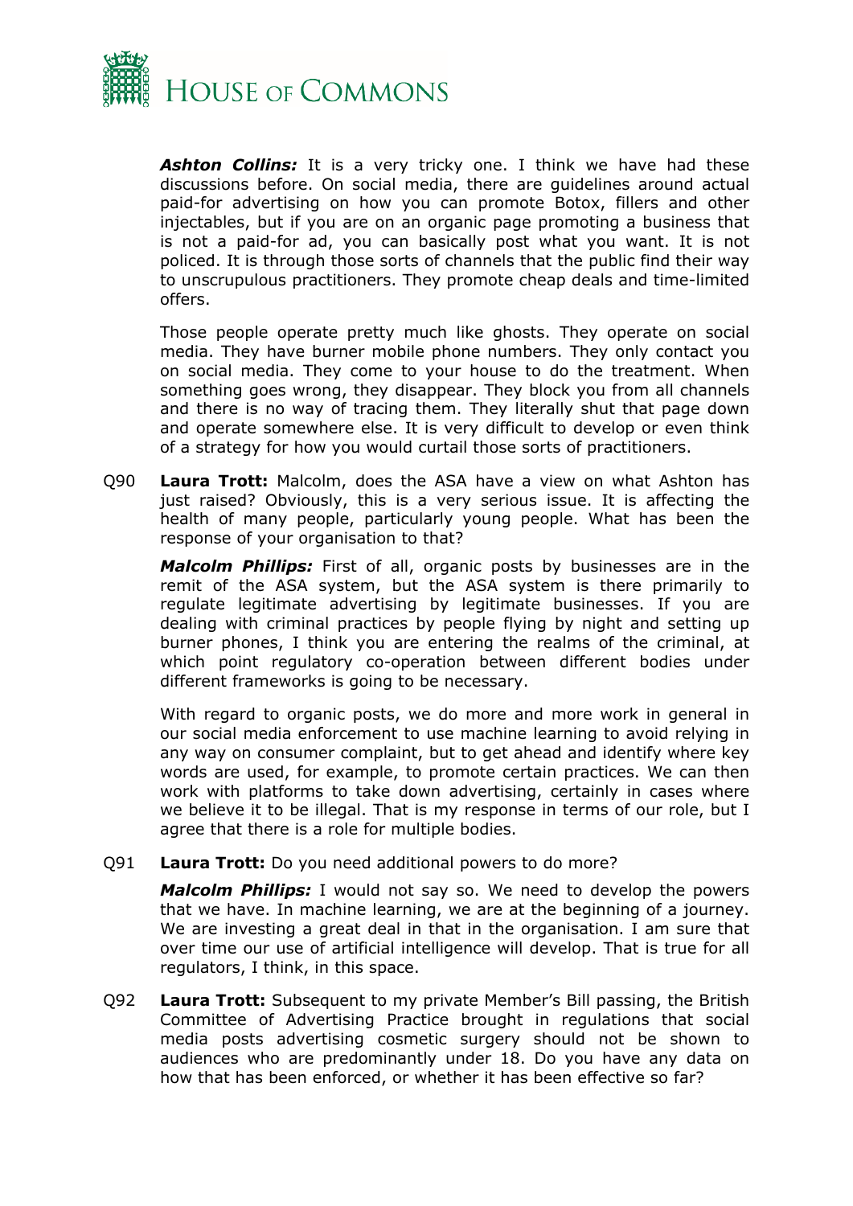***Ashton Collins:*** It is a very tricky one. I think we have had these discussions before. On social media, there are guidelines around actual paid-for advertising on how you can promote Botox, fillers and other injectables, but if you are on an organic page promoting a business that is not a paid-for ad, you can basically post what you want. It is not policed. It is through those sorts of channels that the public find their way to unscrupulous practitioners. They promote cheap deals and time-limited offers.

Those people operate pretty much like ghosts. They operate on social media. They have burner mobile phone numbers. They only contact you on social media. They come to your house to do the treatment. When something goes wrong, they disappear. They block you from all channels and there is no way of tracing them. They literally shut that page down and operate somewhere else. It is very difficult to develop or even think of a strategy for how you would curtail those sorts of practitioners.

Q90 **Laura Trott:** Malcolm, does the ASA have a view on what Ashton has just raised? Obviously, this is a very serious issue. It is affecting the health of many people, particularly young people. What has been the response of your organisation to that?

***Malcolm Phillips:*** First of all, organic posts by businesses are in the remit of the ASA system, but the ASA system is there primarily to regulate legitimate advertising by legitimate businesses. If you are dealing with criminal practices by people flying by night and setting up burner phones, I think you are entering the realms of the criminal, at which point regulatory co-operation between different bodies under different frameworks is going to be necessary.

With regard to organic posts, we do more and more work in general in our social media enforcement to use machine learning to avoid relying in any way on consumer complaint, but to get ahead and identify where key words are used, for example, to promote certain practices. We can then work with platforms to take down advertising, certainly in cases where we believe it to be illegal. That is my response in terms of our role, but I agree that there is a role for multiple bodies.

Q91 **Laura Trott:** Do you need additional powers to do more?

***Malcolm Phillips:*** I would not say so. We need to develop the powers that we have. In machine learning, we are at the beginning of a journey. We are investing a great deal in that in the organisation. I am sure that over time our use of artificial intelligence will develop. That is true for all regulators, I think, in this space.

Q92 **Laura Trott:** Subsequent to my private Member's Bill passing, the British Committee of Advertising Practice brought in regulations that social media posts advertising cosmetic surgery should not be shown to audiences who are predominantly under 18. Do you have any data on how that has been enforced, or whether it has been effective so far?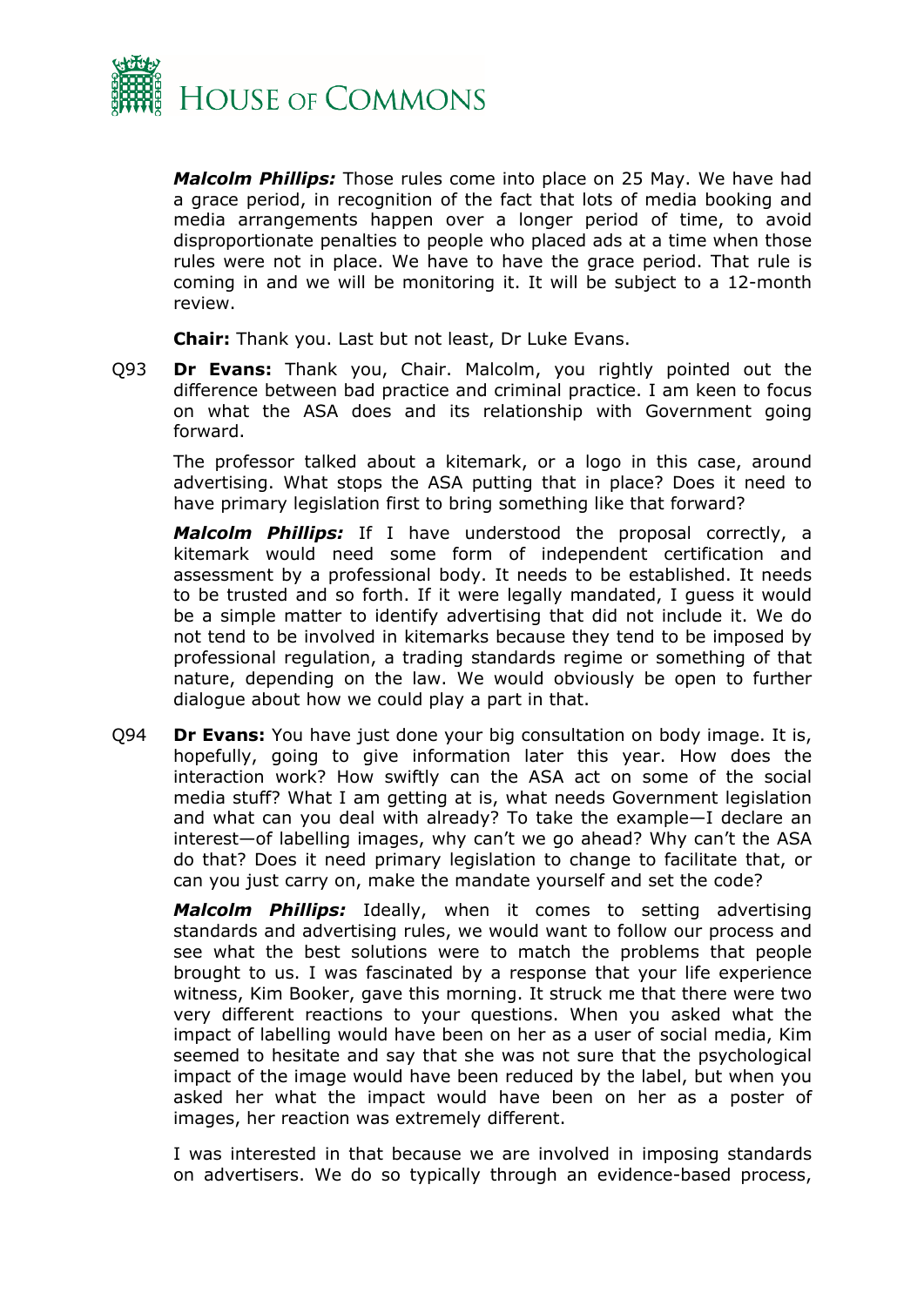***Malcolm Phillips:*** Those rules come into place on 25 May. We have had a grace period, in recognition of the fact that lots of media booking and media arrangements happen over a longer period of time, to avoid disproportionate penalties to people who placed ads at a time when those rules were not in place. We have to have the grace period. That rule is coming in and we will be monitoring it. It will be subject to a 12-month review.

**Chair:** Thank you. Last but not least, Dr Luke Evans.

Q93 **Dr Evans:** Thank you, Chair. Malcolm, you rightly pointed out the difference between bad practice and criminal practice. I am keen to focus on what the ASA does and its relationship with Government going forward.

The professor talked about a kitemark, or a logo in this case, around advertising. What stops the ASA putting that in place? Does it need to have primary legislation first to bring something like that forward?

***Malcolm Phillips:*** If I have understood the proposal correctly, a kitemark would need some form of independent certification and assessment by a professional body. It needs to be established. It needs to be trusted and so forth. If it were legally mandated, I guess it would be a simple matter to identify advertising that did not include it. We do not tend to be involved in kitemarks because they tend to be imposed by professional regulation, a trading standards regime or something of that nature, depending on the law. We would obviously be open to further dialogue about how we could play a part in that.

Q94 **Dr Evans:** You have just done your big consultation on body image. It is, hopefully, going to give information later this year. How does the interaction work? How swiftly can the ASA act on some of the social media stuff? What I am getting at is, what needs Government legislation and what can you deal with already? To take the example—I declare an interest—of labelling images, why can't we go ahead? Why can't the ASA do that? Does it need primary legislation to change to facilitate that, or can you just carry on, make the mandate yourself and set the code?

***Malcolm Phillips:*** Ideally, when it comes to setting advertising standards and advertising rules, we would want to follow our process and see what the best solutions were to match the problems that people brought to us. I was fascinated by a response that your life experience witness, Kim Booker, gave this morning. It struck me that there were two very different reactions to your questions. When you asked what the impact of labelling would have been on her as a user of social media, Kim seemed to hesitate and say that she was not sure that the psychological impact of the image would have been reduced by the label, but when you asked her what the impact would have been on her as a poster of images, her reaction was extremely different.

I was interested in that because we are involved in imposing standards on advertisers. We do so typically through an evidence-based process,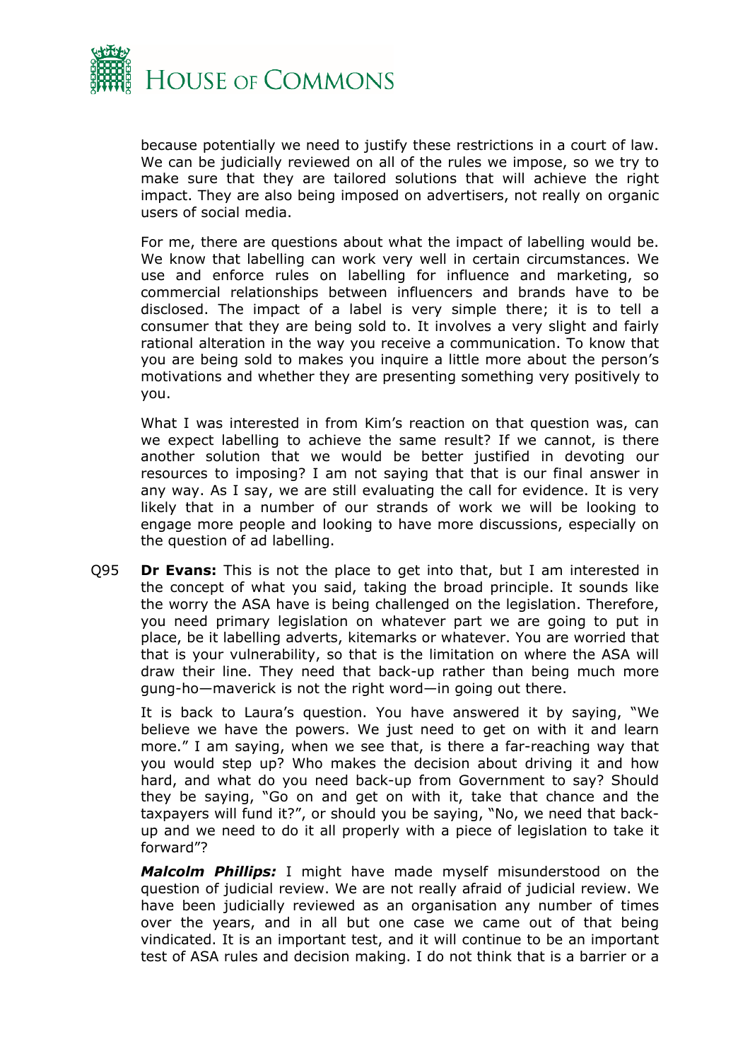because potentially we need to justify these restrictions in a court of law. We can be judicially reviewed on all of the rules we impose, so we try to make sure that they are tailored solutions that will achieve the right impact. They are also being imposed on advertisers, not really on organic users of social media.

For me, there are questions about what the impact of labelling would be. We know that labelling can work very well in certain circumstances. We use and enforce rules on labelling for influence and marketing, so commercial relationships between influencers and brands have to be disclosed. The impact of a label is very simple there; it is to tell a consumer that they are being sold to. It involves a very slight and fairly rational alteration in the way you receive a communication. To know that you are being sold to makes you inquire a little more about the person's motivations and whether they are presenting something very positively to you.

What I was interested in from Kim's reaction on that question was, can we expect labelling to achieve the same result? If we cannot, is there another solution that we would be better justified in devoting our resources to imposing? I am not saying that that is our final answer in any way. As I say, we are still evaluating the call for evidence. It is very likely that in a number of our strands of work we will be looking to engage more people and looking to have more discussions, especially on the question of ad labelling.

Q95 **Dr Evans:** This is not the place to get into that, but I am interested in the concept of what you said, taking the broad principle. It sounds like the worry the ASA have is being challenged on the legislation. Therefore, you need primary legislation on whatever part we are going to put in place, be it labelling adverts, kitemarks or whatever. You are worried that that is your vulnerability, so that is the limitation on where the ASA will draw their line. They need that back-up rather than being much more gung-ho—maverick is not the right word—in going out there.

It is back to Laura's question. You have answered it by saying, "We believe we have the powers. We just need to get on with it and learn more." I am saying, when we see that, is there a far-reaching way that you would step up? Who makes the decision about driving it and how hard, and what do you need back-up from Government to say? Should they be saying, "Go on and get on with it, take that chance and the taxpayers will fund it?", or should you be saying, "No, we need that back-up and we need to do it all properly with a piece of legislation to take it forward"?

***Malcolm Phillips:*** I might have made myself misunderstood on the question of judicial review. We are not really afraid of judicial review. We have been judicially reviewed as an organisation any number of times over the years, and in all but one case we came out of that being vindicated. It is an important test, and it will continue to be an important test of ASA rules and decision making. I do not think that is a barrier or a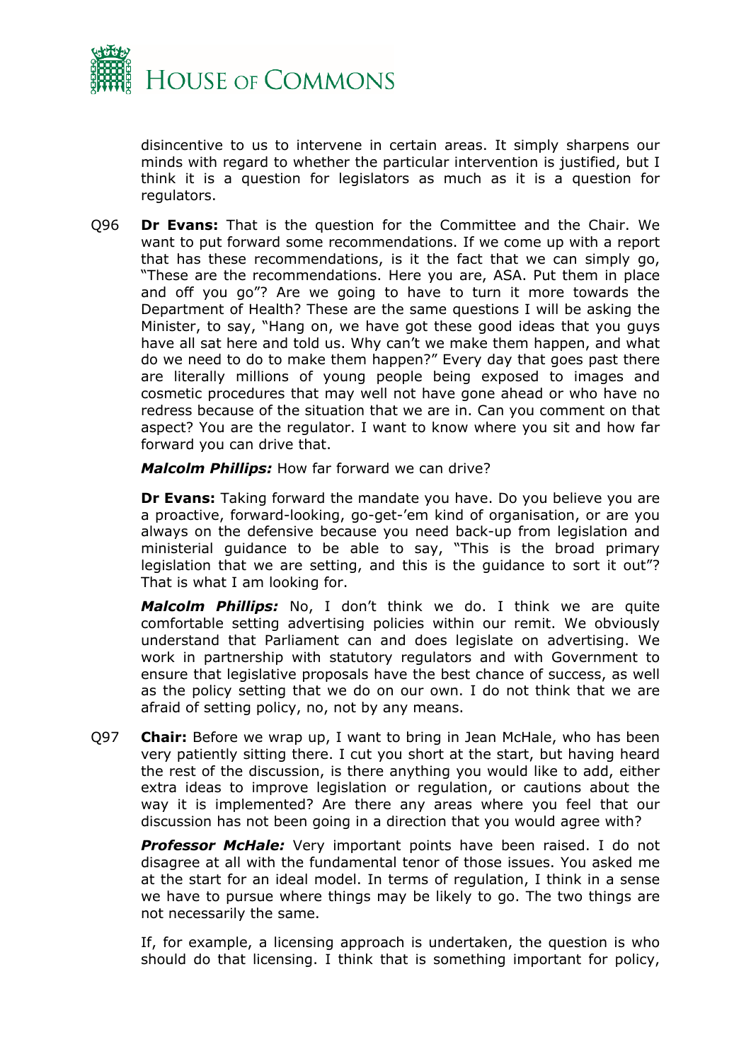disincentive to us to intervene in certain areas. It simply sharpens our minds with regard to whether the particular intervention is justified, but I think it is a question for legislators as much as it is a question for regulators.

Q96 **Dr Evans:** That is the question for the Committee and the Chair. We want to put forward some recommendations. If we come up with a report that has these recommendations, is it the fact that we can simply go, "These are the recommendations. Here you are, ASA. Put them in place and off you go"? Are we going to have to turn it more towards the Department of Health? These are the same questions I will be asking the Minister, to say, "Hang on, we have got these good ideas that you guys have all sat here and told us. Why can't we make them happen, and what do we need to do to make them happen?" Every day that goes past there are literally millions of young people being exposed to images and cosmetic procedures that may well not have gone ahead or who have no redress because of the situation that we are in. Can you comment on that aspect? You are the regulator. I want to know where you sit and how far forward you can drive that.

***Malcolm Phillips:*** How far forward we can drive?

**Dr Evans:** Taking forward the mandate you have. Do you believe you are a proactive, forward-looking, go-get-'em kind of organisation, or are you always on the defensive because you need back-up from legislation and ministerial guidance to be able to say, "This is the broad primary legislation that we are setting, and this is the guidance to sort it out"? That is what I am looking for.

***Malcolm Phillips:*** No, I don't think we do. I think we are quite comfortable setting advertising policies within our remit. We obviously understand that Parliament can and does legislate on advertising. We work in partnership with statutory regulators and with Government to ensure that legislative proposals have the best chance of success, as well as the policy setting that we do on our own. I do not think that we are afraid of setting policy, no, not by any means.

Q97 **Chair:** Before we wrap up, I want to bring in Jean McHale, who has been very patiently sitting there. I cut you short at the start, but having heard the rest of the discussion, is there anything you would like to add, either extra ideas to improve legislation or regulation, or cautions about the way it is implemented? Are there any areas where you feel that our discussion has not been going in a direction that you would agree with?

***Professor McHale:*** Very important points have been raised. I do not disagree at all with the fundamental tenor of those issues. You asked me at the start for an ideal model. In terms of regulation, I think in a sense we have to pursue where things may be likely to go. The two things are not necessarily the same.

If, for example, a licensing approach is undertaken, the question is who should do that licensing. I think that is something important for policy,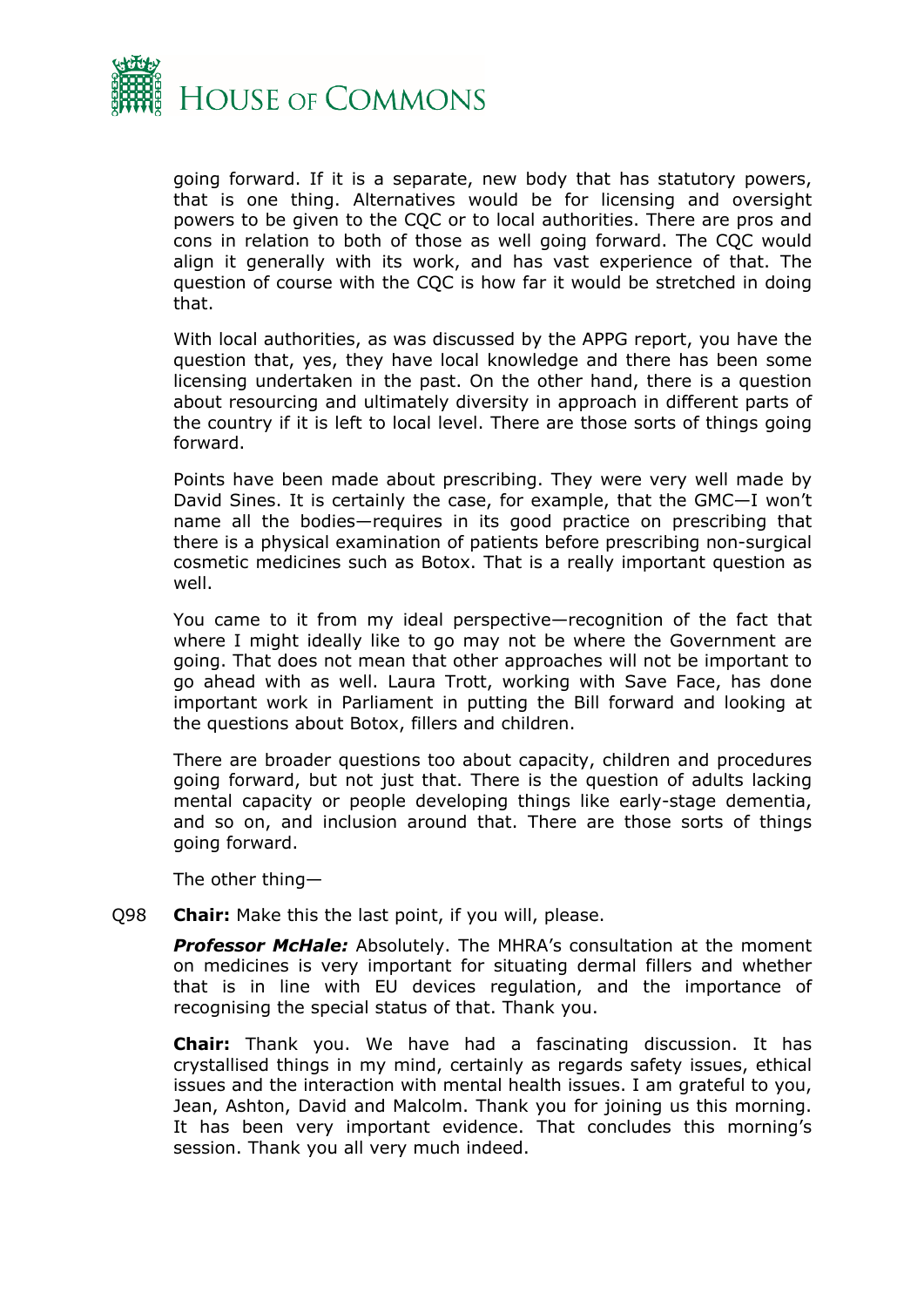going forward. If it is a separate, new body that has statutory powers, that is one thing. Alternatives would be for licensing and oversight powers to be given to the CQC or to local authorities. There are pros and cons in relation to both of those as well going forward. The CQC would align it generally with its work, and has vast experience of that. The question of course with the CQC is how far it would be stretched in doing that.

With local authorities, as was discussed by the APPG report, you have the question that, yes, they have local knowledge and there has been some licensing undertaken in the past. On the other hand, there is a question about resourcing and ultimately diversity in approach in different parts of the country if it is left to local level. There are those sorts of things going forward.

Points have been made about prescribing. They were very well made by David Sines. It is certainly the case, for example, that the GMC—I won't name all the bodies—requires in its good practice on prescribing that there is a physical examination of patients before prescribing non-surgical cosmetic medicines such as Botox. That is a really important question as well.

You came to it from my ideal perspective—recognition of the fact that where I might ideally like to go may not be where the Government are going. That does not mean that other approaches will not be important to go ahead with as well. Laura Trott, working with Save Face, has done important work in Parliament in putting the Bill forward and looking at the questions about Botox, fillers and children.

There are broader questions too about capacity, children and procedures going forward, but not just that. There is the question of adults lacking mental capacity or people developing things like early-stage dementia, and so on, and inclusion around that. There are those sorts of things going forward.

The other thing—

Q98 **Chair:** Make this the last point, if you will, please.

***Professor McHale:*** Absolutely. The MHRA's consultation at the moment on medicines is very important for situating dermal fillers and whether that is in line with EU devices regulation, and the importance of recognising the special status of that. Thank you.

**Chair:** Thank you. We have had a fascinating discussion. It has crystallised things in my mind, certainly as regards safety issues, ethical issues and the interaction with mental health issues. I am grateful to you, Jean, Ashton, David and Malcolm. Thank you for joining us this morning. It has been very important evidence. That concludes this morning's session. Thank you all very much indeed.